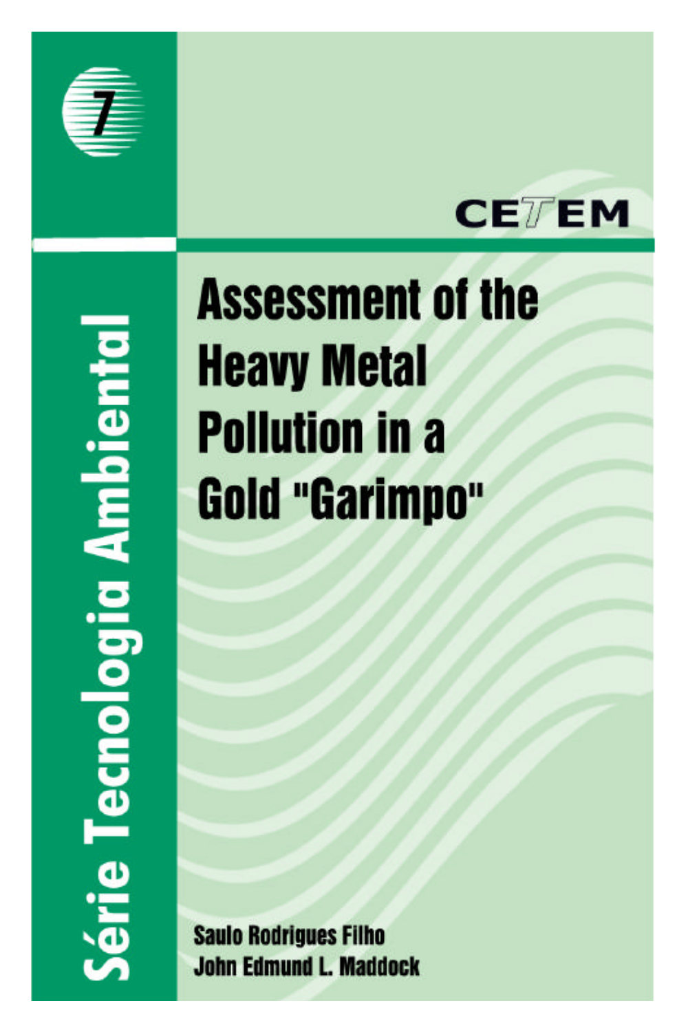7

Série Tecnologia Ambiental

CETEM

# Assessment of the Heavy Metal Pollution in a Gold "Garimpo"

**Saulo Rodrigues Filho**
**John Edmund L. Maddock**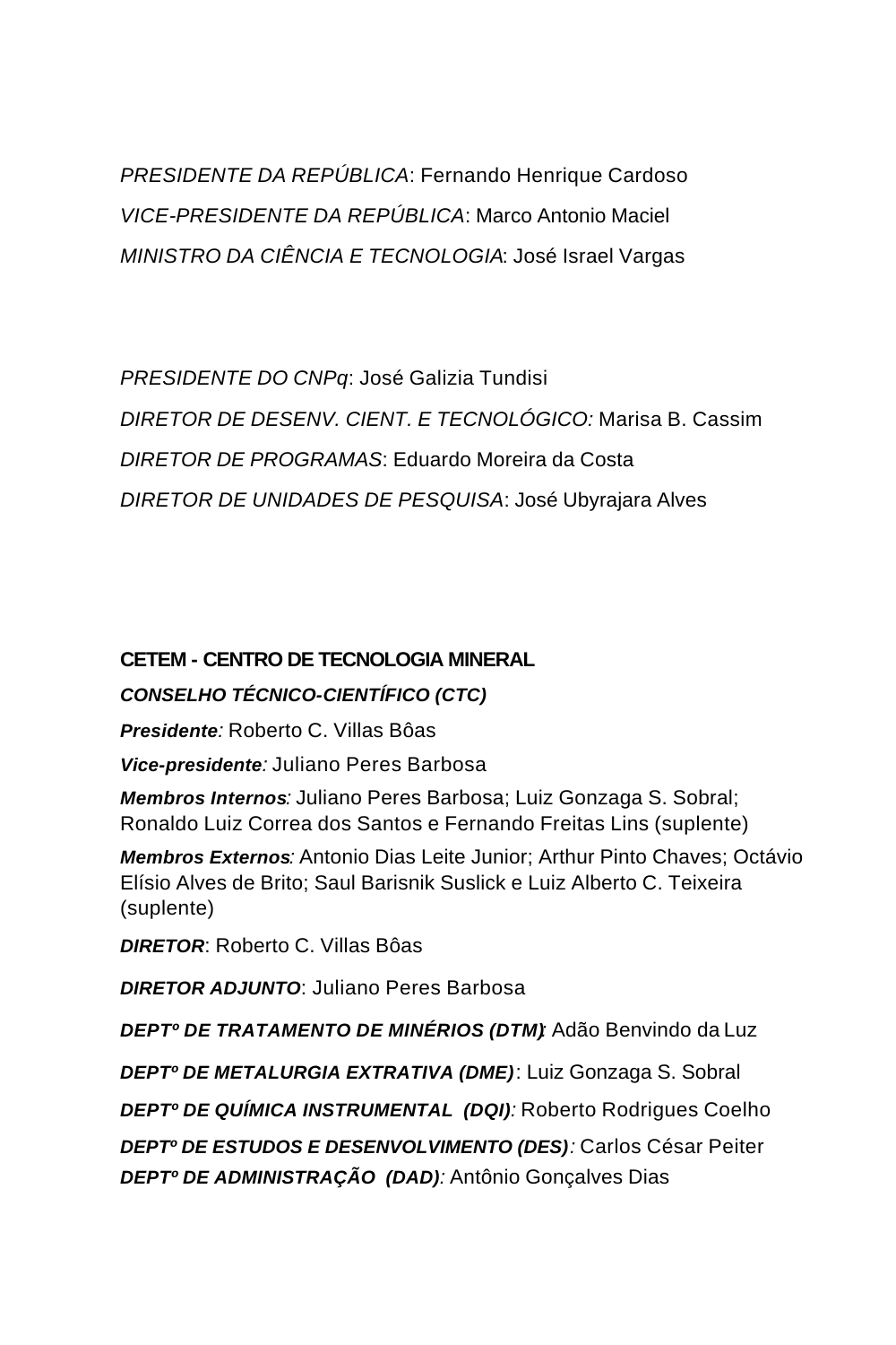*PRESIDENTE DA REPÚBLICA*: Fernando Henrique Cardoso

*VICE-PRESIDENTE DA REPÚBLICA*: Marco Antonio Maciel

*MINISTRO DA CIÊNCIA E TECNOLOGIA*: José Israel Vargas

*PRESIDENTE DO CNPq*: José Galizia Tundisi

*DIRETOR DE DESENV. CIENT. E TECNOLÓGICO:* Marisa B. Cassim

*DIRETOR DE PROGRAMAS*: Eduardo Moreira da Costa

*DIRETOR DE UNIDADES DE PESQUISA*: José Ubyrajara Alves

**CETEM - CENTRO DE TECNOLOGIA MINERAL**

***CONSELHO TÉCNICO-CIENTÍFICO (CTC)***

***Presidente****:* Roberto C. Villas Bôas

***Vice-presidente****:* Juliano Peres Barbosa

***Membros Internos****:* Juliano Peres Barbosa; Luiz Gonzaga S. Sobral; Ronaldo Luiz Correa dos Santos e Fernando Freitas Lins (suplente)

***Membros Externos****:* Antonio Dias Leite Junior; Arthur Pinto Chaves; Octávio Elísio Alves de Brito; Saul Barisnik Suslick e Luiz Alberto C. Teixeira (suplente)

***DIRETOR***: Roberto C. Villas Bôas

***DIRETOR ADJUNTO***: Juliano Peres Barbosa

***DEPTº DE TRATAMENTO DE MINÉRIOS (DTM)***: Adão Benvindo da Luz

***DEPTº DE METALURGIA EXTRATIVA (DME)***: Luiz Gonzaga S. Sobral

***DEPTº DE QUÍMICA INSTRUMENTAL (DQI)****:* Roberto Rodrigues Coelho

***DEPTº DE ESTUDOS E DESENVOLVIMENTO (DES)****:* Carlos César Peiter

***DEPTº DE ADMINISTRAÇÃO (DAD)****:* Antônio Gonçalves Dias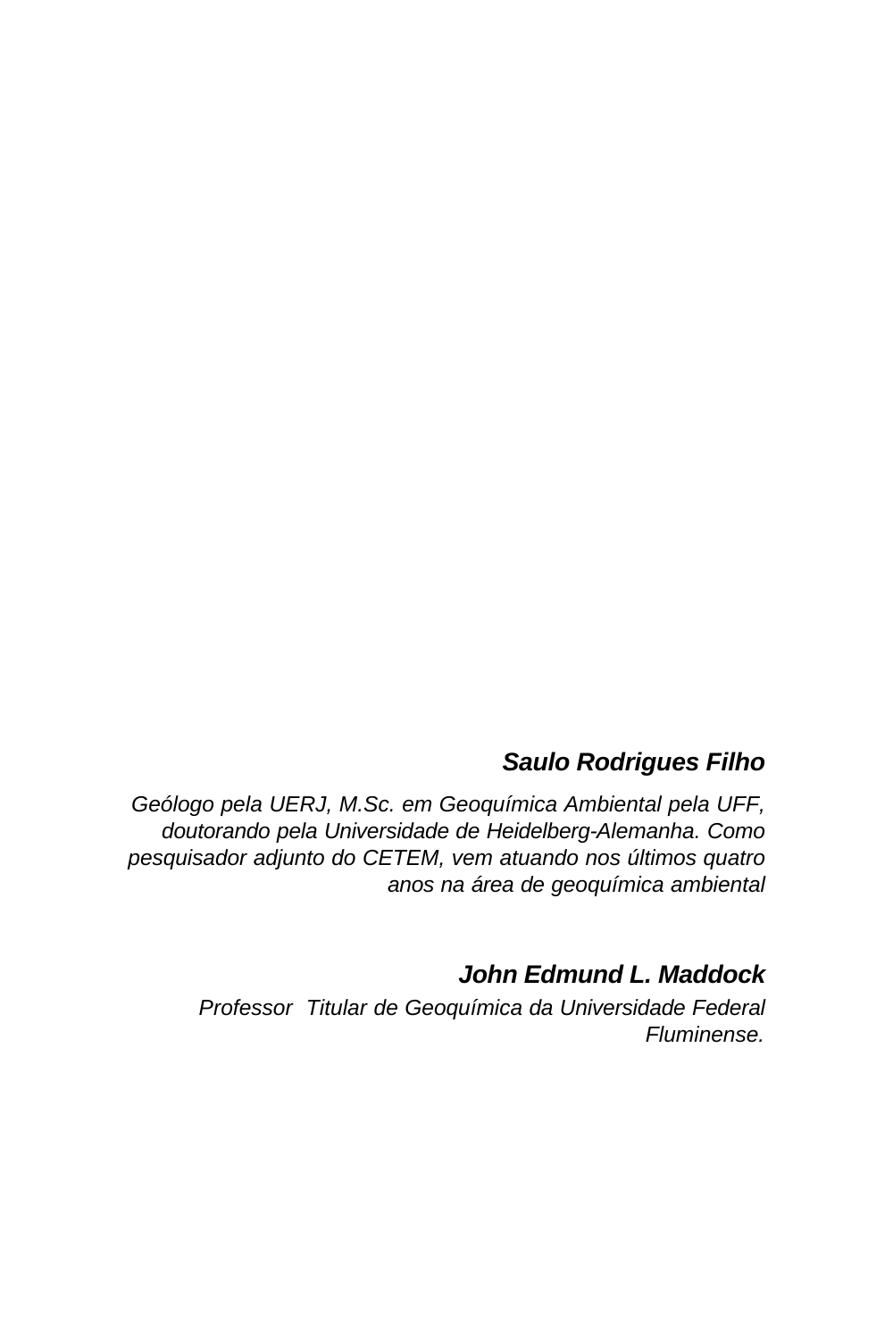***Saulo Rodrigues Filho***

*Geólogo pela UERJ, M.Sc. em Geoquímica Ambiental pela UFF, doutorando pela Universidade de Heidelberg-Alemanha. Como pesquisador adjunto do CETEM, vem atuando nos últimos quatro anos na área de geoquímica ambiental*

***John Edmund L. Maddock***

*Professor Titular de Geoquímica da Universidade Federal Fluminense.*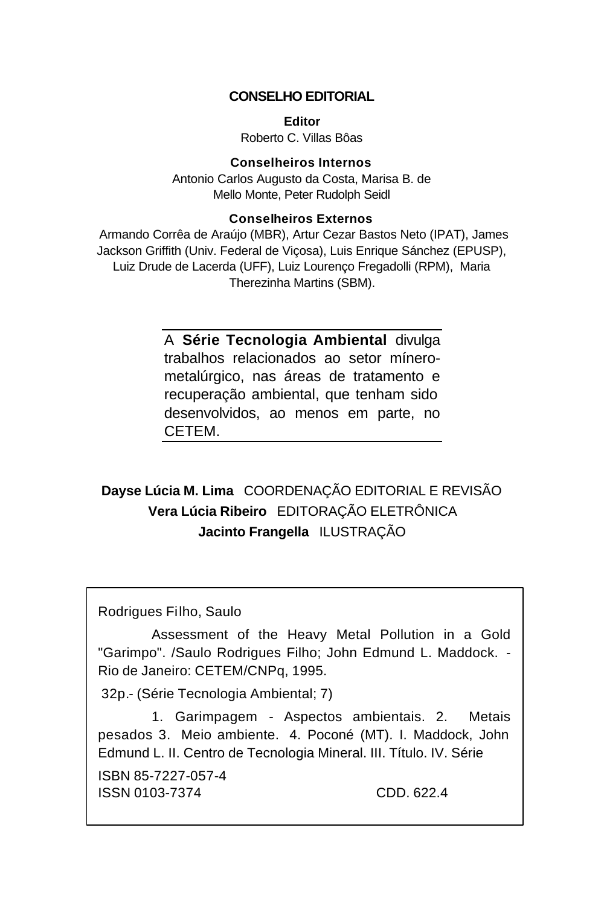**CONSELHO EDITORIAL**

**Editor**
Roberto C. Villas Bôas

**Conselheiros Internos**
Antonio Carlos Augusto da Costa, Marisa B. de Mello Monte, Peter Rudolph Seidl

**Conselheiros Externos**
Armando Corrêa de Araújo (MBR), Artur Cezar Bastos Neto (IPAT), James Jackson Griffith (Univ. Federal de Viçosa), Luis Enrique Sánchez (EPUSP), Luiz Drude de Lacerda (UFF), Luiz Lourenço Fregadolli (RPM), Maria Therezinha Martins (SBM).

---

A **Série Tecnologia Ambiental** divulga trabalhos relacionados ao setor mínero-metalúrgico, nas áreas de tratamento e recuperação ambiental, que tenham sido desenvolvidos, ao menos em parte, no CETEM.

---

**Dayse Lúcia M. Lima** COORDENAÇÃO EDITORIAL E REVISÃO
**Vera Lúcia Ribeiro** EDITORAÇÃO ELETRÔNICA
**Jacinto Frangella** ILUSTRAÇÃO

Rodrigues Filho, Saulo

Assessment of the Heavy Metal Pollution in a Gold "Garimpo". /Saulo Rodrigues Filho; John Edmund L. Maddock. - Rio de Janeiro: CETEM/CNPq, 1995.

32p.- (Série Tecnologia Ambiental; 7)

1. Garimpagem - Aspectos ambientais. 2. Metais pesados 3. Meio ambiente. 4. Poconé (MT). I. Maddock, John Edmund L. II. Centro de Tecnologia Mineral. III. Título. IV. Série

ISBN 85-7227-057-4
ISSN 0103-7374 CDD. 622.4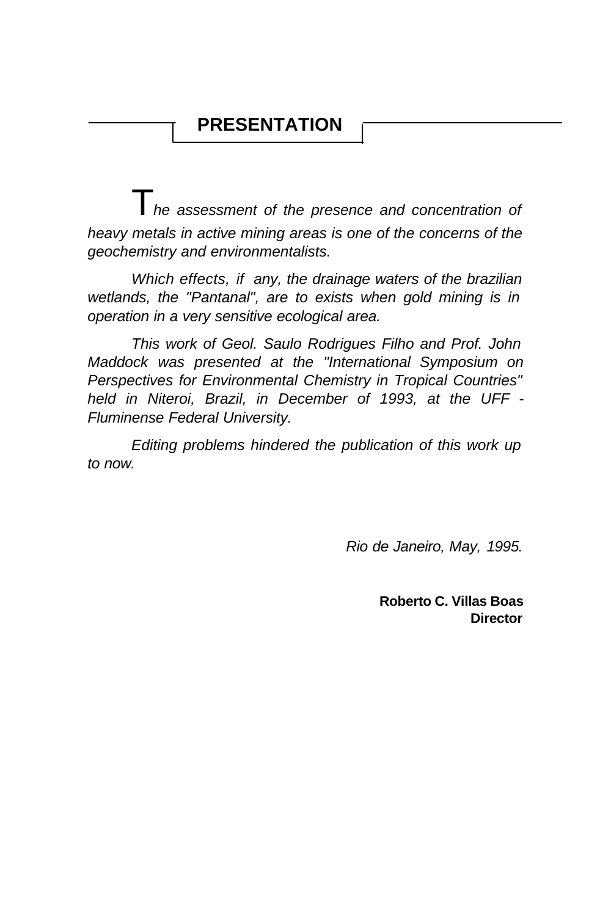## PRESENTATION

*The assessment of the presence and concentration of heavy metals in active mining areas is one of the concerns of the geochemistry and environmentalists.*

*Which effects, if any, the drainage waters of the brazilian wetlands, the "Pantanal", are to exists when gold mining is in operation in a very sensitive ecological area.*

*This work of Geol. Saulo Rodrigues Filho and Prof. John Maddock was presented at the "International Symposium on Perspectives for Environmental Chemistry in Tropical Countries" held in Niteroi, Brazil, in December of 1993, at the UFF - Fluminense Federal University.*

*Editing problems hindered the publication of this work up to now.*

*Rio de Janeiro, May, 1995.*

**Roberto C. Villas Boas**
**Director**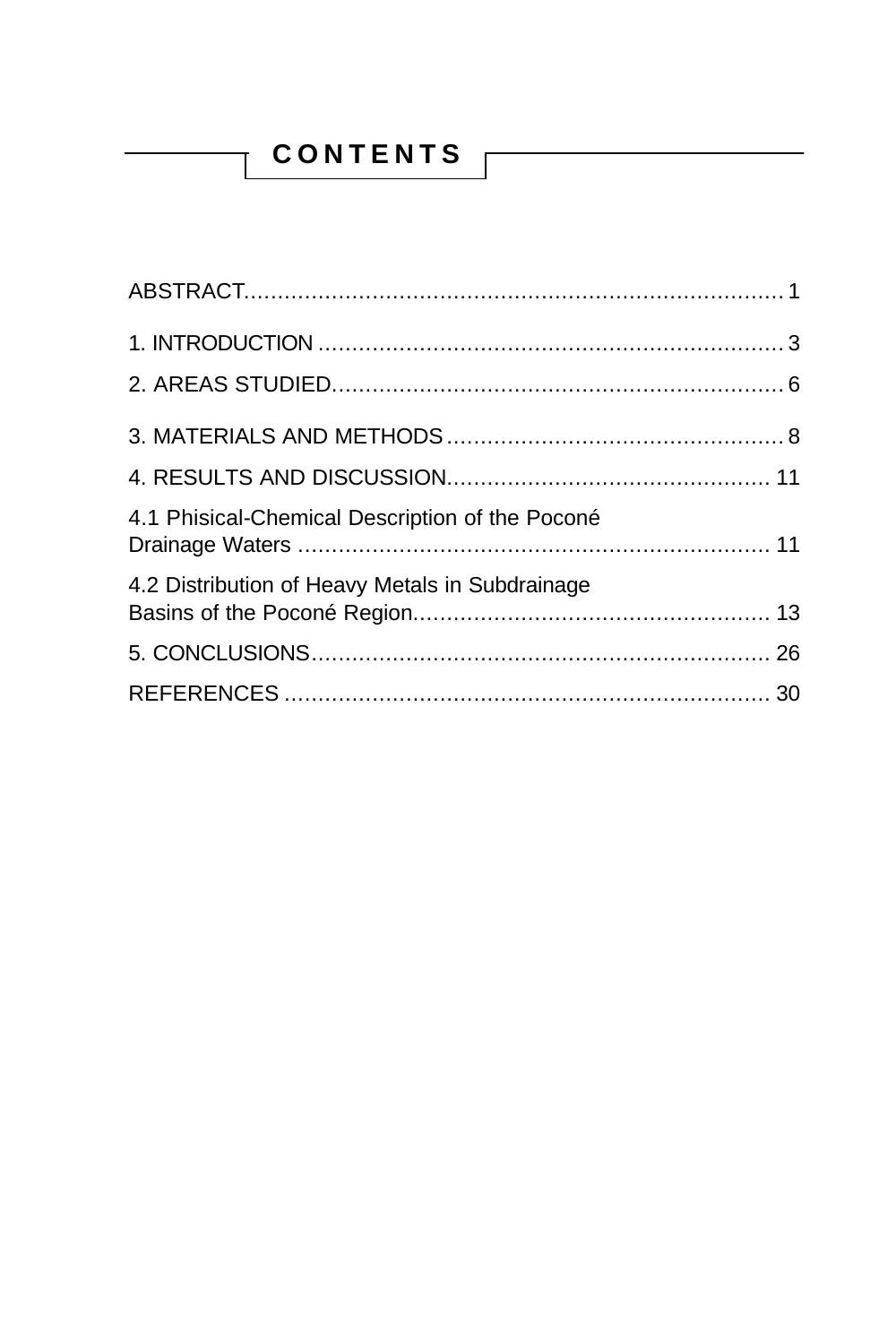# CONTENTS

ABSTRACT.................................................................................1

1. INTRODUCTION ....................................................................3

2. AREAS STUDIED..................................................................6

3. MATERIALS AND METHODS..................................................8

4. RESULTS AND DISCUSSION................................................11

4.1 Phisical-Chemical Description of the Poconé Drainage Waters ......................................................................11

4.2 Distribution of Heavy Metals in Subdrainage Basins of the Poconé Region....................................................13

5. CONCLUSIONS....................................................................26

REFERENCES ........................................................................30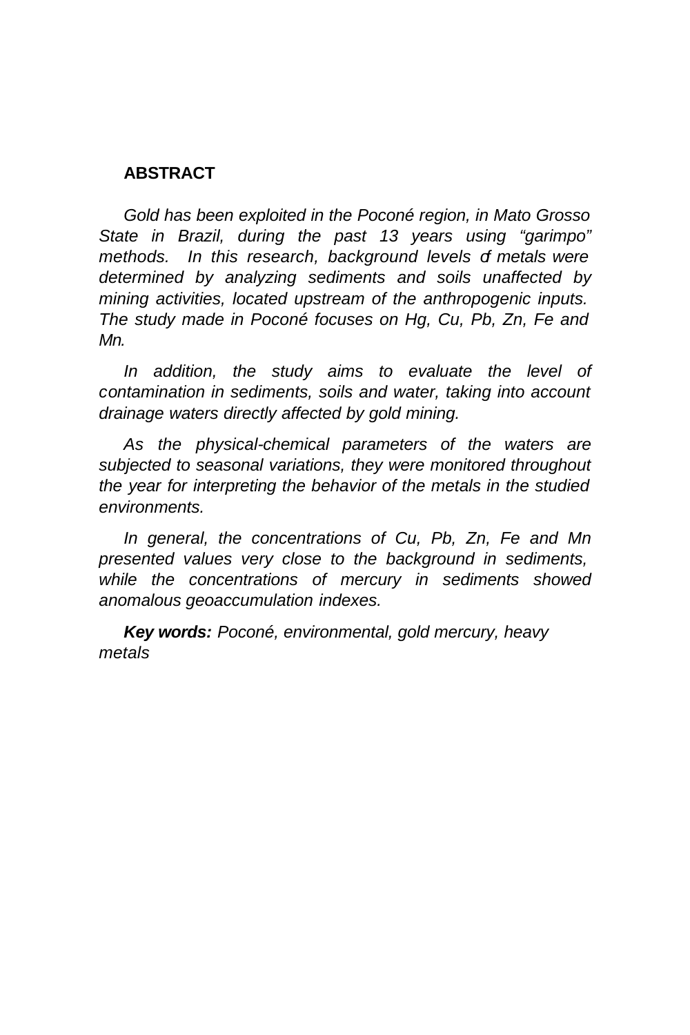## ABSTRACT

*Gold has been exploited in the Poconé region, in Mato Grosso State in Brazil, during the past 13 years using "garimpo" methods. In this research, background levels of metals were determined by analyzing sediments and soils unaffected by mining activities, located upstream of the anthropogenic inputs. The study made in Poconé focuses on Hg, Cu, Pb, Zn, Fe and Mn.*

*In addition, the study aims to evaluate the level of contamination in sediments, soils and water, taking into account drainage waters directly affected by gold mining.*

*As the physical-chemical parameters of the waters are subjected to seasonal variations, they were monitored throughout the year for interpreting the behavior of the metals in the studied environments.*

*In general, the concentrations of Cu, Pb, Zn, Fe and Mn presented values very close to the background in sediments, while the concentrations of mercury in sediments showed anomalous geoaccumulation indexes.*

***Key words:*** *Poconé, environmental, gold mercury, heavy metals*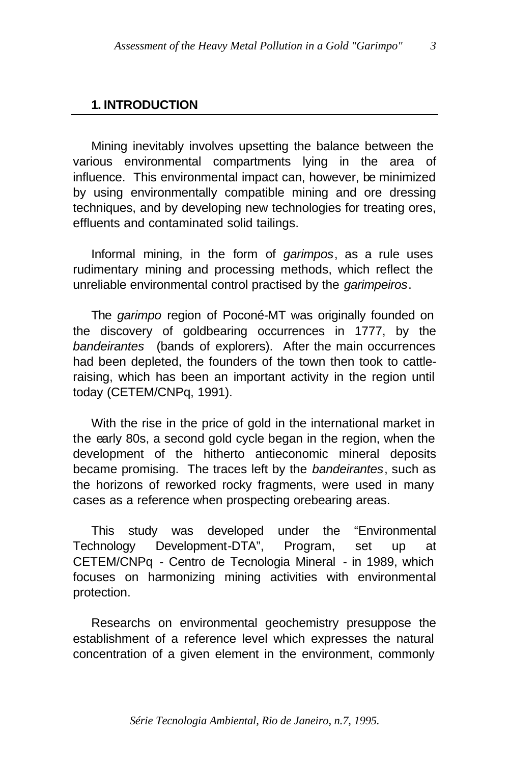## 1. INTRODUCTION

Mining inevitably involves upsetting the balance between the various environmental compartments lying in the area of influence. This environmental impact can, however, be minimized by using environmentally compatible mining and ore dressing techniques, and by developing new technologies for treating ores, effluents and contaminated solid tailings.

Informal mining, in the form of *garimpos*, as a rule uses rudimentary mining and processing methods, which reflect the unreliable environmental control practised by the *garimpeiros*.

The *garimpo* region of Poconé-MT was originally founded on the discovery of goldbearing occurrences in 1777, by the *bandeirantes* (bands of explorers). After the main occurrences had been depleted, the founders of the town then took to cattle-raising, which has been an important activity in the region until today (CETEM/CNPq, 1991).

With the rise in the price of gold in the international market in the early 80s, a second gold cycle began in the region, when the development of the hitherto antieconomic mineral deposits became promising. The traces left by the *bandeirantes*, such as the horizons of reworked rocky fragments, were used in many cases as a reference when prospecting orebearing areas.

This study was developed under the "Environmental Technology Development-DTA", Program, set up at CETEM/CNPq - Centro de Tecnologia Mineral - in 1989, which focuses on harmonizing mining activities with environmental protection.

Researchs on environmental geochemistry presuppose the establishment of a reference level which expresses the natural concentration of a given element in the environment, commonly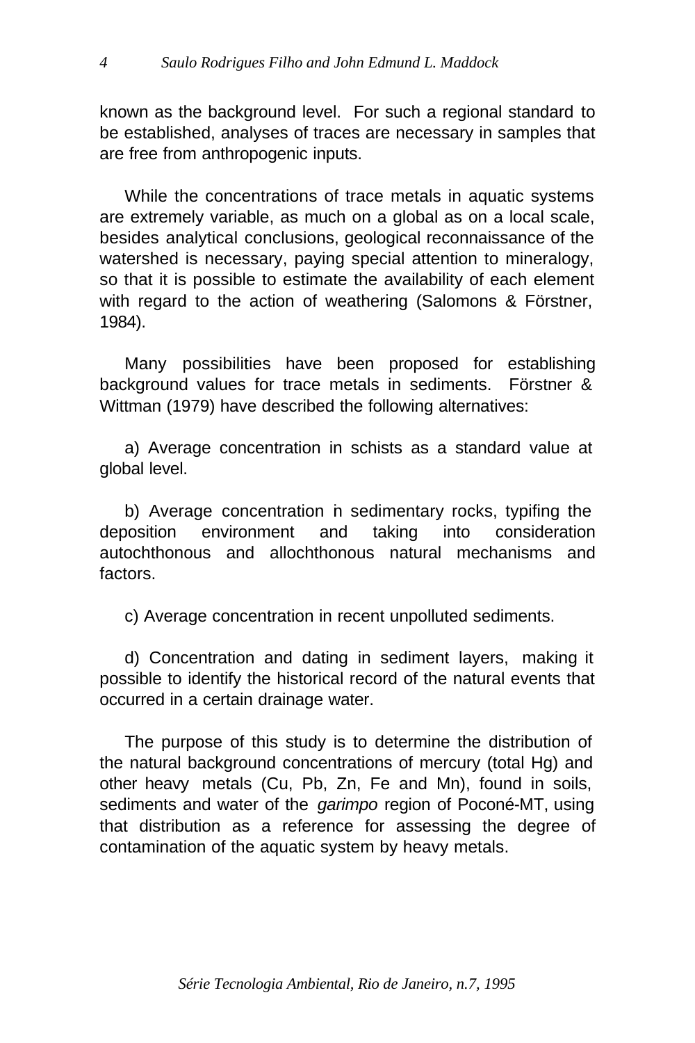known as the background level. For such a regional standard to be established, analyses of traces are necessary in samples that are free from anthropogenic inputs.

While the concentrations of trace metals in aquatic systems are extremely variable, as much on a global as on a local scale, besides analytical conclusions, geological reconnaissance of the watershed is necessary, paying special attention to mineralogy, so that it is possible to estimate the availability of each element with regard to the action of weathering (Salomons & Förstner, 1984).

Many possibilities have been proposed for establishing background values for trace metals in sediments. Förstner & Wittman (1979) have described the following alternatives:

a) Average concentration in schists as a standard value at global level.

b) Average concentration in sedimentary rocks, typifing the deposition environment and taking into consideration autochthonous and allochthonous natural mechanisms and factors.

c) Average concentration in recent unpolluted sediments.

d) Concentration and dating in sediment layers, making it possible to identify the historical record of the natural events that occurred in a certain drainage water.

The purpose of this study is to determine the distribution of the natural background concentrations of mercury (total Hg) and other heavy metals (Cu, Pb, Zn, Fe and Mn), found in soils, sediments and water of the *garimpo* region of Poconé-MT, using that distribution as a reference for assessing the degree of contamination of the aquatic system by heavy metals.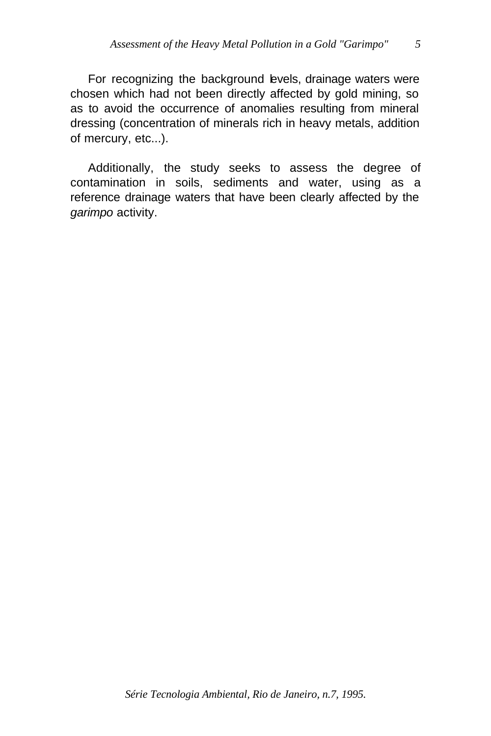For recognizing the background levels, drainage waters were chosen which had not been directly affected by gold mining, so as to avoid the occurrence of anomalies resulting from mineral dressing (concentration of minerals rich in heavy metals, addition of mercury, etc...).

Additionally, the study seeks to assess the degree of contamination in soils, sediments and water, using as a reference drainage waters that have been clearly affected by the *garimpo* activity.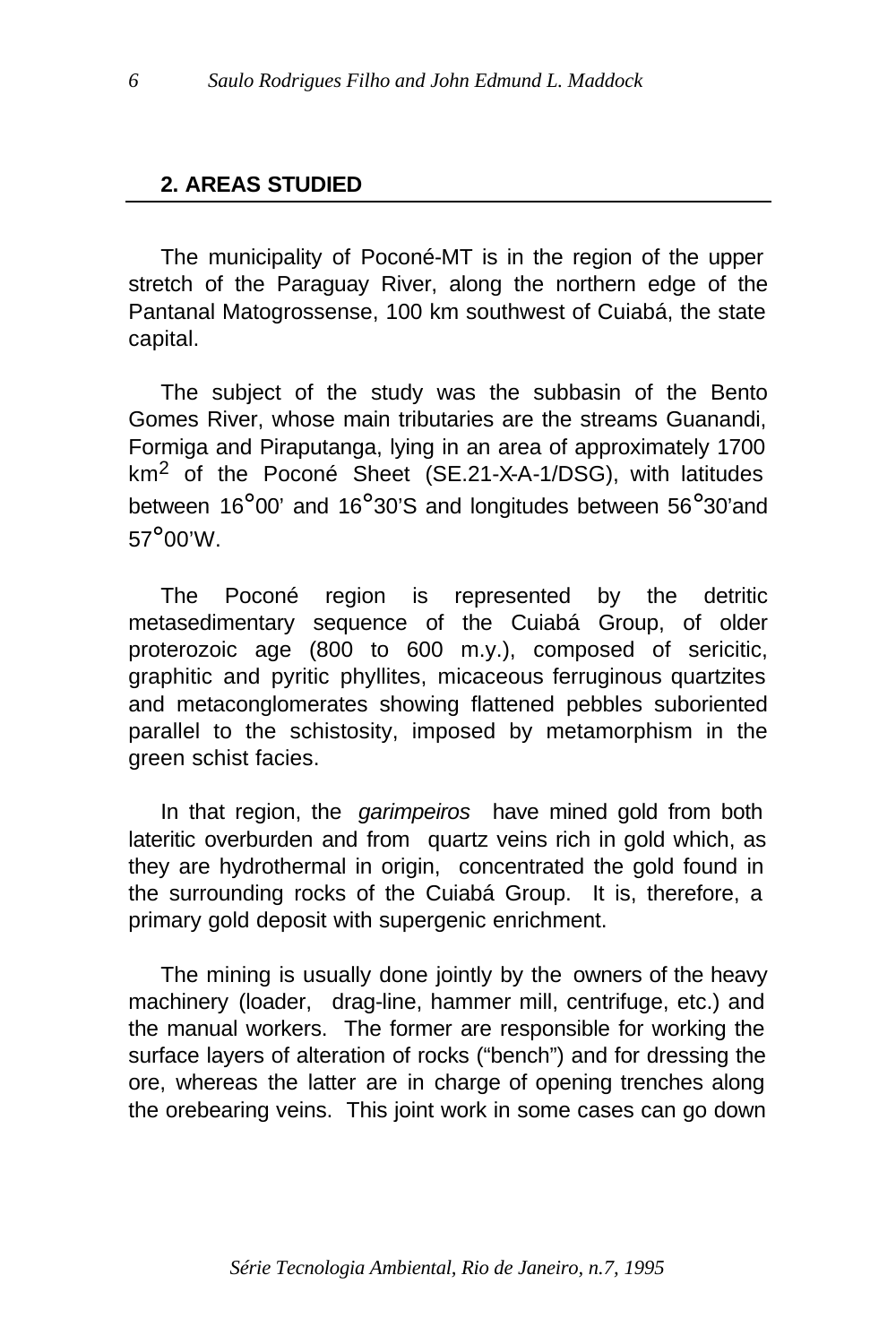## 2. AREAS STUDIED

The municipality of Poconé-MT is in the region of the upper stretch of the Paraguay River, along the northern edge of the Pantanal Matogrossense, 100 km southwest of Cuiabá, the state capital.

The subject of the study was the subbasin of the Bento Gomes River, whose main tributaries are the streams Guanandi, Formiga and Piraputanga, lying in an area of approximately 1700 $km^2$ of the Poconé Sheet (SE.21-X-A-1/DSG), with latitudes between 16°00' and 16°30'S and longitudes between 56°30'and 57°00'W.

The Poconé region is represented by the detritic metasedimentary sequence of the Cuiabá Group, of older proterozoic age (800 to 600 m.y.), composed of sericitic, graphitic and pyritic phyllites, micaceous ferruginous quartzites and metaconglomerates showing flattened pebbles suboriented parallel to the schistosity, imposed by metamorphism in the green schist facies.

In that region, the *garimpeiros* have mined gold from both lateritic overburden and from quartz veins rich in gold which, as they are hydrothermal in origin, concentrated the gold found in the surrounding rocks of the Cuiabá Group. It is, therefore, a primary gold deposit with supergenic enrichment.

The mining is usually done jointly by the owners of the heavy machinery (loader, drag-line, hammer mill, centrifuge, etc.) and the manual workers. The former are responsible for working the surface layers of alteration of rocks ("bench") and for dressing the ore, whereas the latter are in charge of opening trenches along the orebearing veins. This joint work in some cases can go down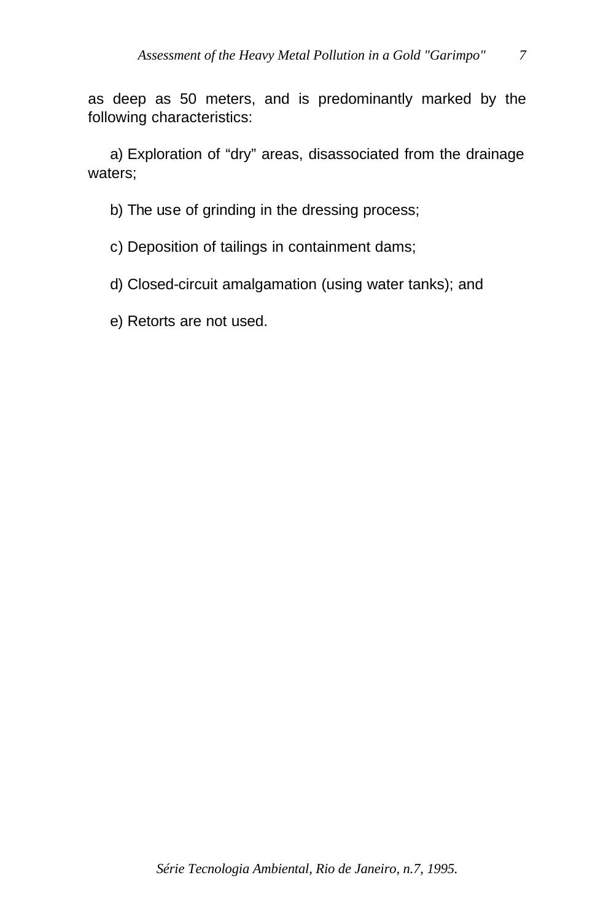as deep as 50 meters, and is predominantly marked by the following characteristics:

a) Exploration of “dry” areas, disassociated from the drainage waters;

b) The use of grinding in the dressing process;

c) Deposition of tailings in containment dams;

d) Closed-circuit amalgamation (using water tanks); and

e) Retorts are not used.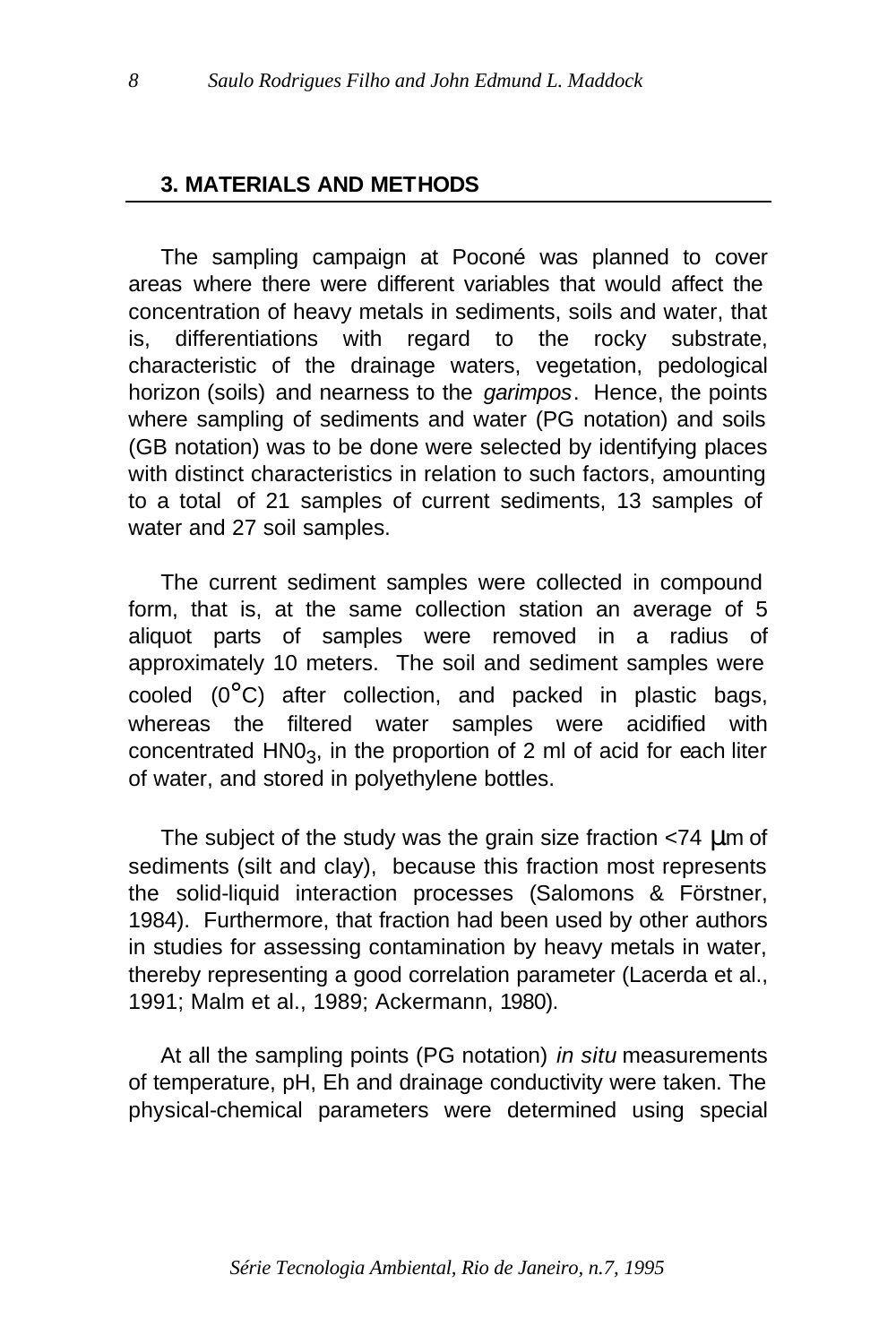## 3. MATERIALS AND METHODS

The sampling campaign at Poconé was planned to cover areas where there were different variables that would affect the concentration of heavy metals in sediments, soils and water, that is, differentiations with regard to the rocky substrate, characteristic of the drainage waters, vegetation, pedological horizon (soils) and nearness to the *garimpos*. Hence, the points where sampling of sediments and water (PG notation) and soils (GB notation) was to be done were selected by identifying places with distinct characteristics in relation to such factors, amounting to a total of 21 samples of current sediments, 13 samples of water and 27 soil samples.

The current sediment samples were collected in compound form, that is, at the same collection station an average of 5 aliquot parts of samples were removed in a radius of approximately 10 meters. The soil and sediment samples were cooled (0°C) after collection, and packed in plastic bags, whereas the filtered water samples were acidified with concentrated $HN0_3$, in the proportion of 2 ml of acid for each liter of water, and stored in polyethylene bottles.

The subject of the study was the grain size fraction <74 µm of sediments (silt and clay), because this fraction most represents the solid-liquid interaction processes (Salomons & Förstner, 1984). Furthermore, that fraction had been used by other authors in studies for assessing contamination by heavy metals in water, thereby representing a good correlation parameter (Lacerda et al., 1991; Malm et al., 1989; Ackermann, 1980).

At all the sampling points (PG notation) *in situ* measurements of temperature, pH, Eh and drainage conductivity were taken. The physical-chemical parameters were determined using special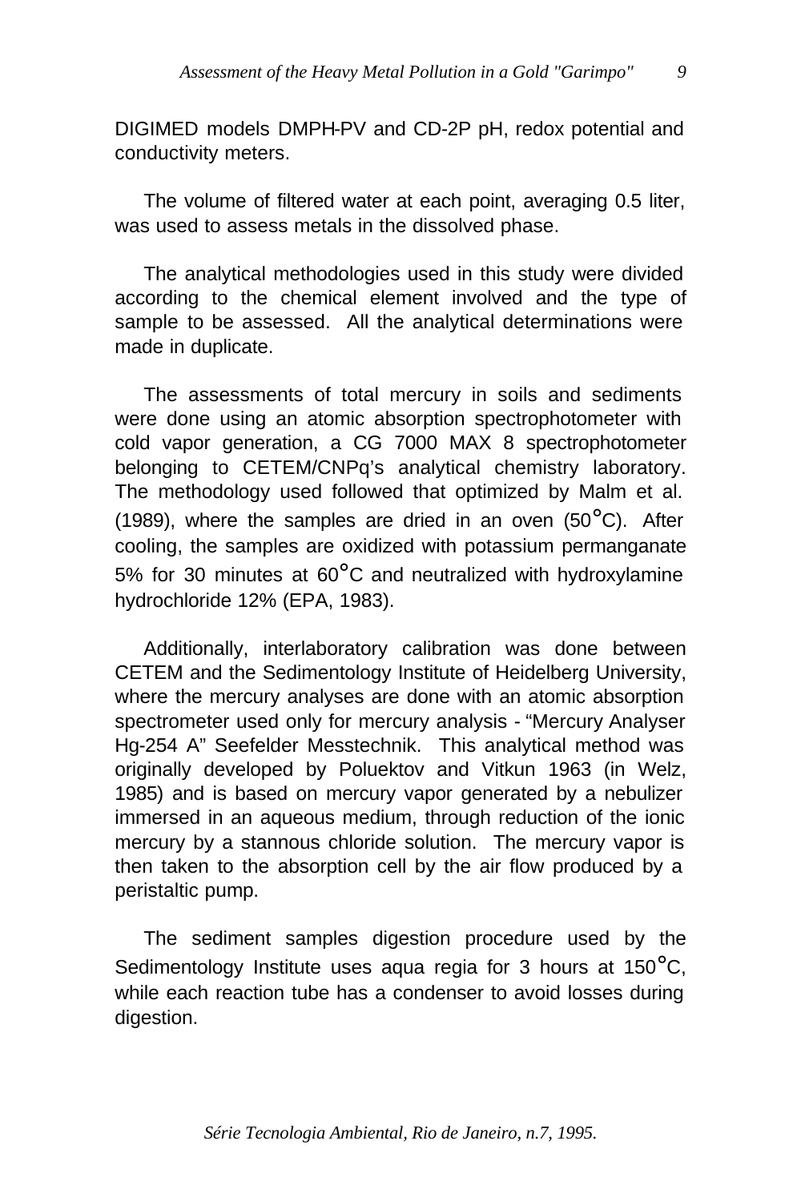DIGIMED models DMPH-PV and CD-2P pH, redox potential and conductivity meters.

The volume of filtered water at each point, averaging 0.5 liter, was used to assess metals in the dissolved phase.

The analytical methodologies used in this study were divided according to the chemical element involved and the type of sample to be assessed. All the analytical determinations were made in duplicate.

The assessments of total mercury in soils and sediments were done using an atomic absorption spectrophotometer with cold vapor generation, a CG 7000 MAX 8 spectrophotometer belonging to CETEM/CNPq's analytical chemistry laboratory. The methodology used followed that optimized by Malm et al. (1989), where the samples are dried in an oven (50°C). After cooling, the samples are oxidized with potassium permanganate 5% for 30 minutes at 60°C and neutralized with hydroxylamine hydrochloride 12% (EPA, 1983).

Additionally, interlaboratory calibration was done between CETEM and the Sedimentology Institute of Heidelberg University, where the mercury analyses are done with an atomic absorption spectrometer used only for mercury analysis - "Mercury Analyser Hg-254 A" Seefelder Messtechnik. This analytical method was originally developed by Poluektov and Vitkun 1963 (in Welz, 1985) and is based on mercury vapor generated by a nebulizer immersed in an aqueous medium, through reduction of the ionic mercury by a stannous chloride solution. The mercury vapor is then taken to the absorption cell by the air flow produced by a peristaltic pump.

The sediment samples digestion procedure used by the Sedimentology Institute uses aqua regia for 3 hours at 150°C, while each reaction tube has a condenser to avoid losses during digestion.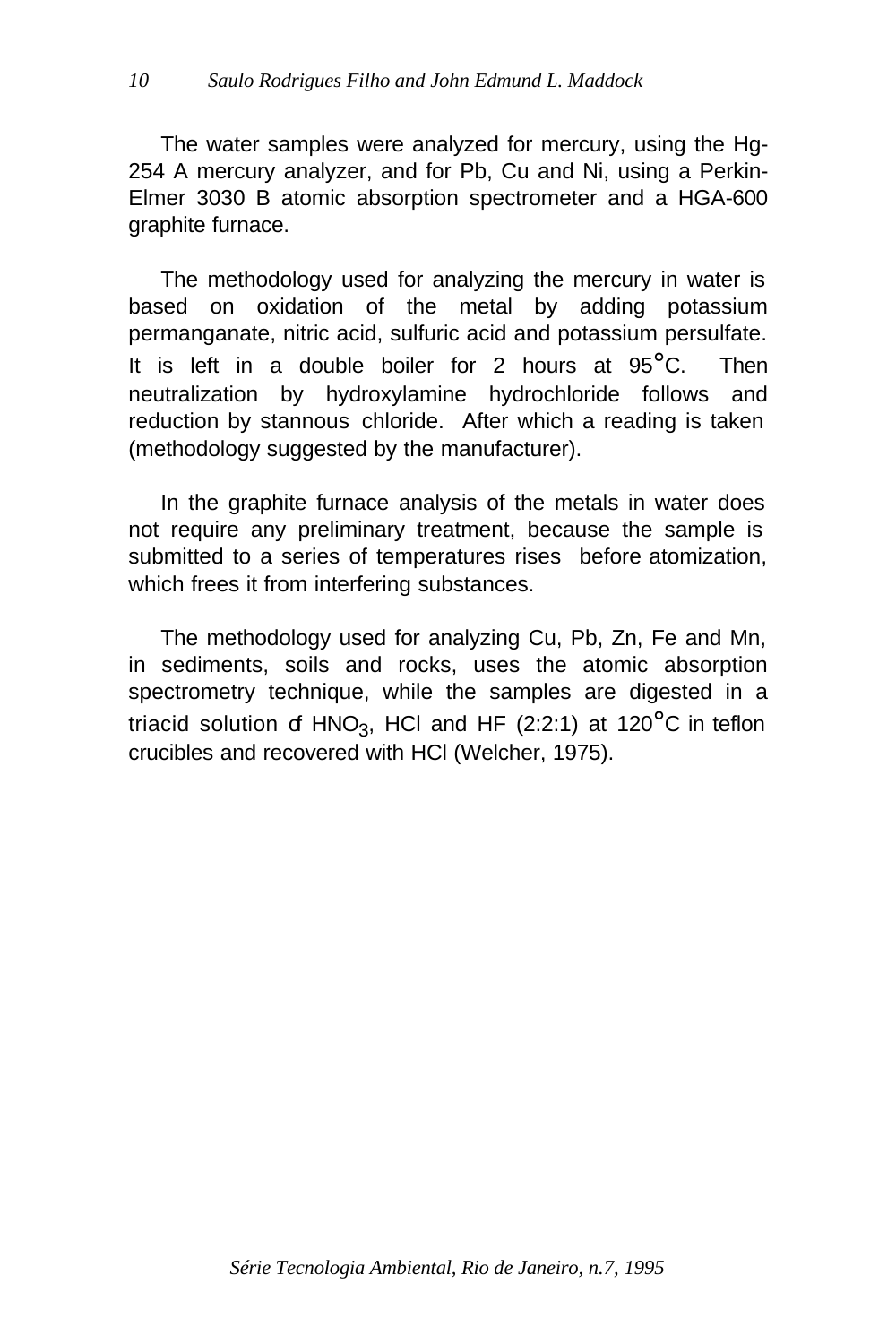The water samples were analyzed for mercury, using the Hg-254 A mercury analyzer, and for Pb, Cu and Ni, using a Perkin-Elmer 3030 B atomic absorption spectrometer and a HGA-600 graphite furnace.

The methodology used for analyzing the mercury in water is based on oxidation of the metal by adding potassium permanganate, nitric acid, sulfuric acid and potassium persulfate. It is left in a double boiler for 2 hours at 95°C. Then neutralization by hydroxylamine hydrochloride follows and reduction by stannous chloride. After which a reading is taken (methodology suggested by the manufacturer).

In the graphite furnace analysis of the metals in water does not require any preliminary treatment, because the sample is submitted to a series of temperatures rises before atomization, which frees it from interfering substances.

The methodology used for analyzing Cu, Pb, Zn, Fe and Mn, in sediments, soils and rocks, uses the atomic absorption spectrometry technique, while the samples are digested in a triacid solution of $HNO_3$, HCl and HF (2:2:1) at 120°C in teflon crucibles and recovered with HCl (Welcher, 1975).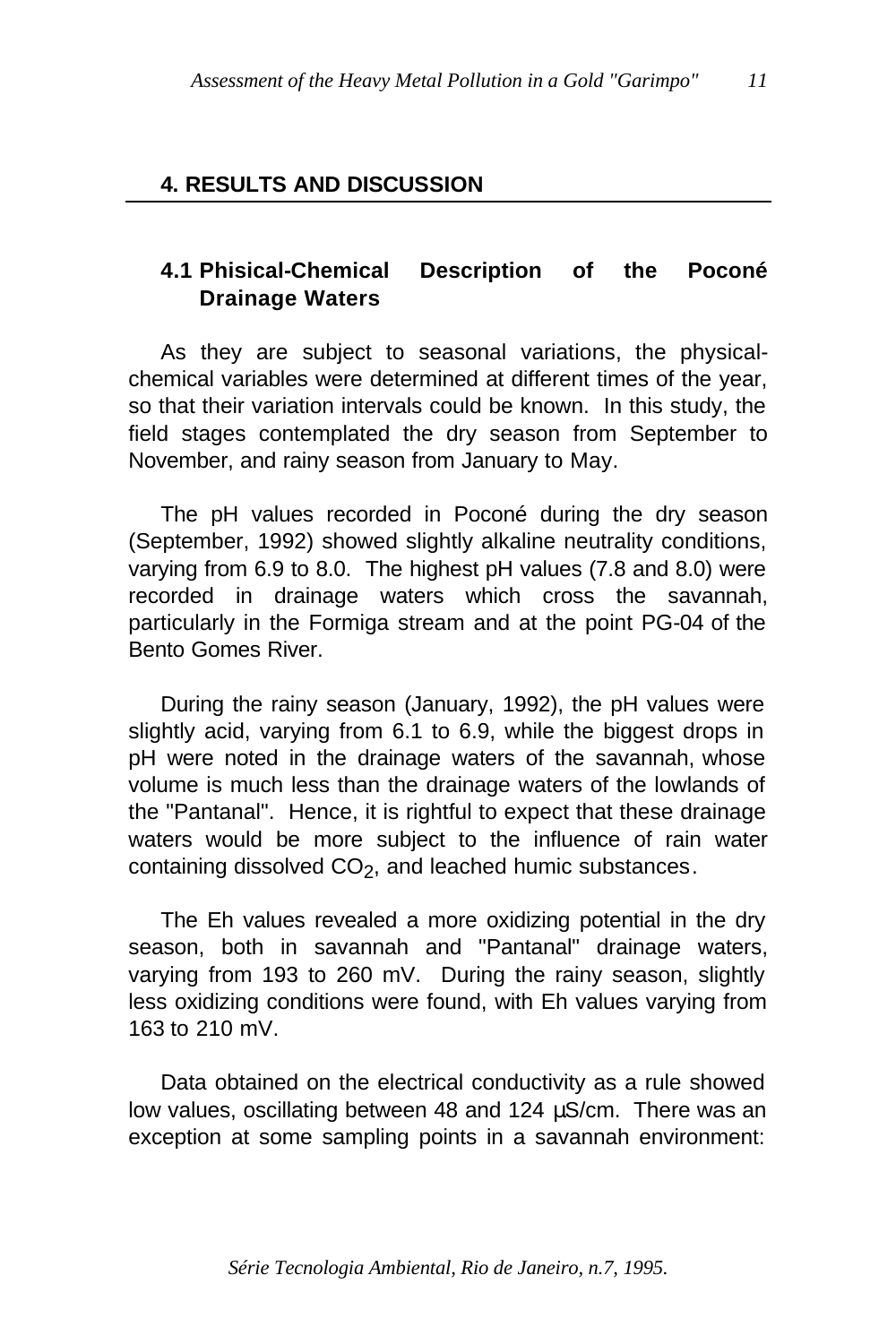## 4. RESULTS AND DISCUSSION

### 4.1 Phisical-Chemical Description of the Poconé Drainage Waters

As they are subject to seasonal variations, the physical-chemical variables were determined at different times of the year, so that their variation intervals could be known. In this study, the field stages contemplated the dry season from September to November, and rainy season from January to May.

The pH values recorded in Poconé during the dry season (September, 1992) showed slightly alkaline neutrality conditions, varying from 6.9 to 8.0. The highest pH values (7.8 and 8.0) were recorded in drainage waters which cross the savannah, particularly in the Formiga stream and at the point PG-04 of the Bento Gomes River.

During the rainy season (January, 1992), the pH values were slightly acid, varying from 6.1 to 6.9, while the biggest drops in pH were noted in the drainage waters of the savannah, whose volume is much less than the drainage waters of the lowlands of the "Pantanal". Hence, it is rightful to expect that these drainage waters would be more subject to the influence of rain water containing dissolved $CO_2$, and leached humic substances.

The Eh values revealed a more oxidizing potential in the dry season, both in savannah and "Pantanal" drainage waters, varying from 193 to 260 mV. During the rainy season, slightly less oxidizing conditions were found, with Eh values varying from 163 to 210 mV.

Data obtained on the electrical conductivity as a rule showed low values, oscillating between 48 and 124 µS/cm. There was an exception at some sampling points in a savannah environment: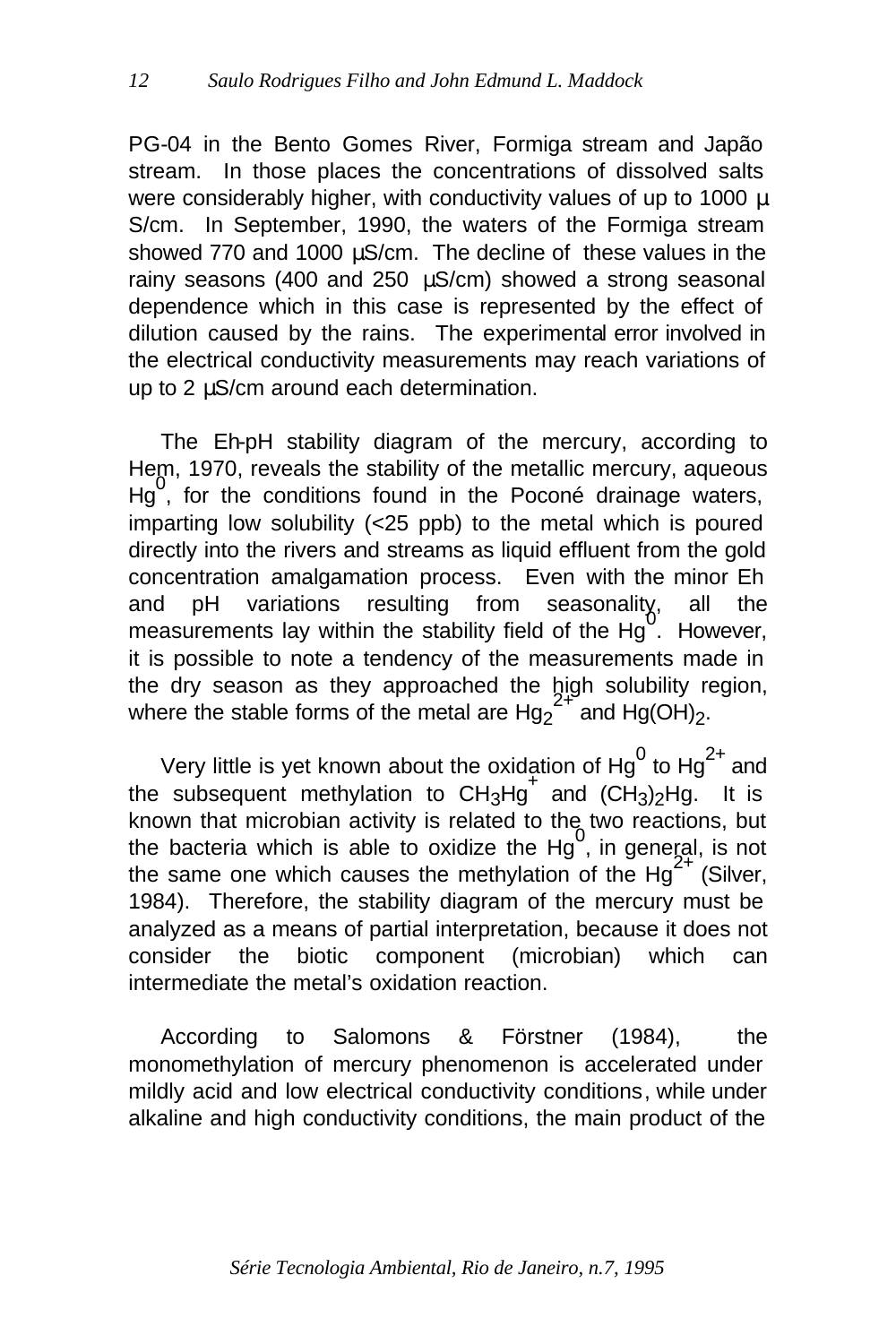PG-04 in the Bento Gomes River, Formiga stream and Japão stream. In those places the concentrations of dissolved salts were considerably higher, with conductivity values of up to 1000 µ S/cm. In September, 1990, the waters of the Formiga stream showed 770 and 1000 µS/cm. The decline of these values in the rainy seasons (400 and 250 µS/cm) showed a strong seasonal dependence which in this case is represented by the effect of dilution caused by the rains. The experimental error involved in the electrical conductivity measurements may reach variations of up to 2 µS/cm around each determination.

The Eh-pH stability diagram of the mercury, according to Hem, 1970, reveals the stability of the metallic mercury, aqueous $Hg^0$, for the conditions found in the Poconé drainage waters, imparting low solubility (<25 ppb) to the metal which is poured directly into the rivers and streams as liquid effluent from the gold concentration amalgamation process. Even with the minor Eh and pH variations resulting from seasonality, all the measurements lay within the stability field of the $Hg^0$. However, it is possible to note a tendency of the measurements made in the dry season as they approached the high solubility region, where the stable forms of the metal are $Hg_2^{2+}$ and $Hg(OH)_2$.

Very little is yet known about the oxidation of $Hg^0$ to $Hg^{2+}$ and the subsequent methylation to $CH_3Hg^+$ and $(CH_3)_2Hg$. It is known that microbian activity is related to the two reactions, but the bacteria which is able to oxidize the $Hg^0$, in general, is not the same one which causes the methylation of the $Hg^{2+}$ (Silver, 1984). Therefore, the stability diagram of the mercury must be analyzed as a means of partial interpretation, because it does not consider the biotic component (microbian) which can intermediate the metal's oxidation reaction.

According to Salomons & Förstner (1984), the monomethylation of mercury phenomenon is accelerated under mildly acid and low electrical conductivity conditions, while under alkaline and high conductivity conditions, the main product of the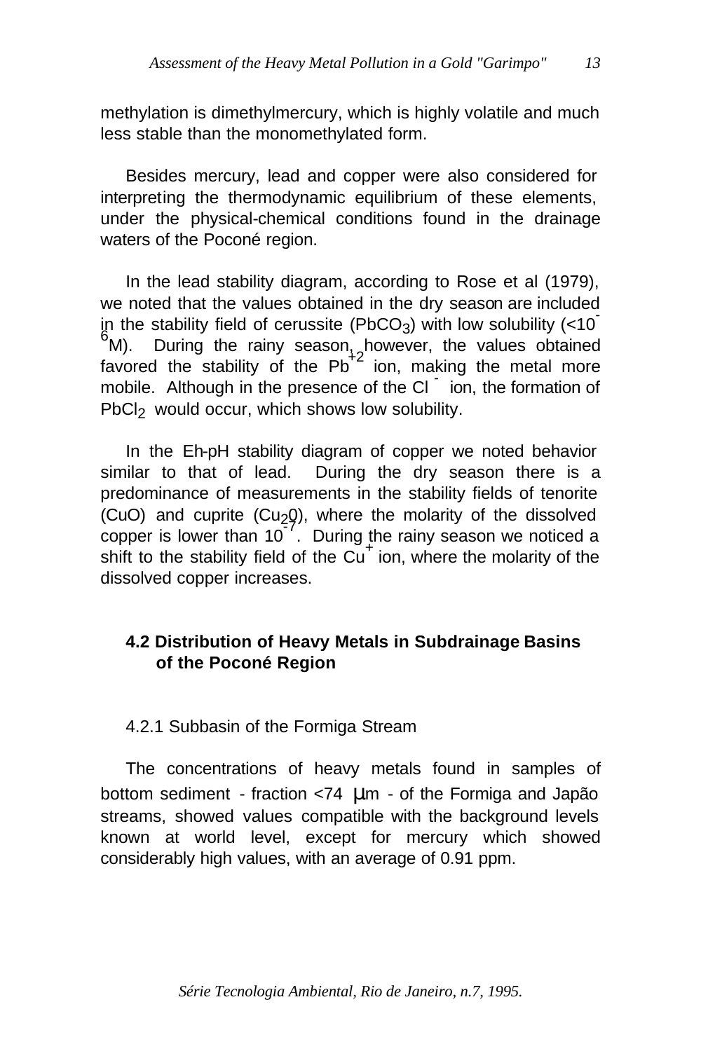methylation is dimethylmercury, which is highly volatile and much less stable than the monomethylated form.

Besides mercury, lead and copper were also considered for interpreting the thermodynamic equilibrium of these elements, under the physical-chemical conditions found in the drainage waters of the Poconé region.

In the lead stability diagram, according to Rose et al (1979), we noted that the values obtained in the dry season are included in the stability field of cerussite ($PbCO_3$) with low solubility ($<10^{-6}$ M). During the rainy season, however, the values obtained favored the stability of the $Pb^{+2}$ ion, making the metal more mobile. Although in the presence of the $Cl^-$ ion, the formation of $PbCl_2$ would occur, which shows low solubility.

In the Eh-pH stability diagram of copper we noted behavior similar to that of lead. During the dry season there is a predominance of measurements in the stability fields of tenorite (CuO) and cuprite ($Cu_20$), where the molarity of the dissolved copper is lower than $10^{-7}$. During the rainy season we noticed a shift to the stability field of the $Cu^+$ ion, where the molarity of the dissolved copper increases.

## 4.2 Distribution of Heavy Metals in Subdrainage Basins of the Poconé Region

### 4.2.1 Subbasin of the Formiga Stream

The concentrations of heavy metals found in samples of bottom sediment - fraction <74 µm - of the Formiga and Japão streams, showed values compatible with the background levels known at world level, except for mercury which showed considerably high values, with an average of 0.91 ppm.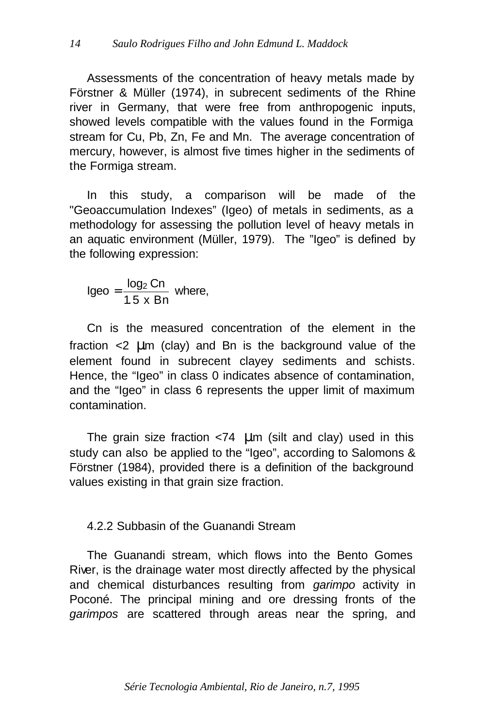Assessments of the concentration of heavy metals made by Förstner & Müller (1974), in subrecent sediments of the Rhine river in Germany, that were free from anthropogenic inputs, showed levels compatible with the values found in the Formiga stream for Cu, Pb, Zn, Fe and Mn. The average concentration of mercury, however, is almost five times higher in the sediments of the Formiga stream.

In this study, a comparison will be made of the "Geoaccumulation Indexes" (Igeo) of metals in sediments, as a methodology for assessing the pollution level of heavy metals in an aquatic environment (Müller, 1979). The "Igeo" is defined by the following expression:

$$Igeo = \frac{\log_2 Cn}{1.5 \times Bn} \text{ where,}$$

Cn is the measured concentration of the element in the fraction <2 μm (clay) and Bn is the background value of the element found in subrecent clayey sediments and schists. Hence, the "Igeo" in class 0 indicates absence of contamination, and the "Igeo" in class 6 represents the upper limit of maximum contamination.

The grain size fraction <74 μm (silt and clay) used in this study can also be applied to the "Igeo", according to Salomons & Förstner (1984), provided there is a definition of the background values existing in that grain size fraction.

### 4.2.2 Subbasin of the Guanandi Stream

The Guanandi stream, which flows into the Bento Gomes River, is the drainage water most directly affected by the physical and chemical disturbances resulting from *garimpo* activity in Poconé. The principal mining and ore dressing fronts of the *garimpos* are scattered through areas near the spring, and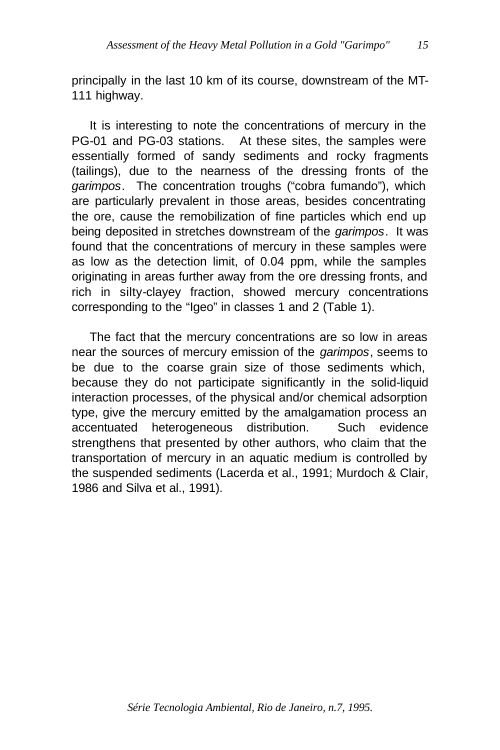principally in the last 10 km of its course, downstream of the MT-111 highway.

It is interesting to note the concentrations of mercury in the PG-01 and PG-03 stations. At these sites, the samples were essentially formed of sandy sediments and rocky fragments (tailings), due to the nearness of the dressing fronts of the *garimpos*. The concentration troughs (“cobra fumando”), which are particularly prevalent in those areas, besides concentrating the ore, cause the remobilization of fine particles which end up being deposited in stretches downstream of the *garimpos*. It was found that the concentrations of mercury in these samples were as low as the detection limit, of 0.04 ppm, while the samples originating in areas further away from the ore dressing fronts, and rich in silty-clayey fraction, showed mercury concentrations corresponding to the “Igeo” in classes 1 and 2 (Table 1).

The fact that the mercury concentrations are so low in areas near the sources of mercury emission of the *garimpos*, seems to be due to the coarse grain size of those sediments which, because they do not participate significantly in the solid-liquid interaction processes, of the physical and/or chemical adsorption type, give the mercury emitted by the amalgamation process an accentuated heterogeneous distribution. Such evidence strengthens that presented by other authors, who claim that the transportation of mercury in an aquatic medium is controlled by the suspended sediments (Lacerda et al., 1991; Murdoch & Clair, 1986 and Silva et al., 1991).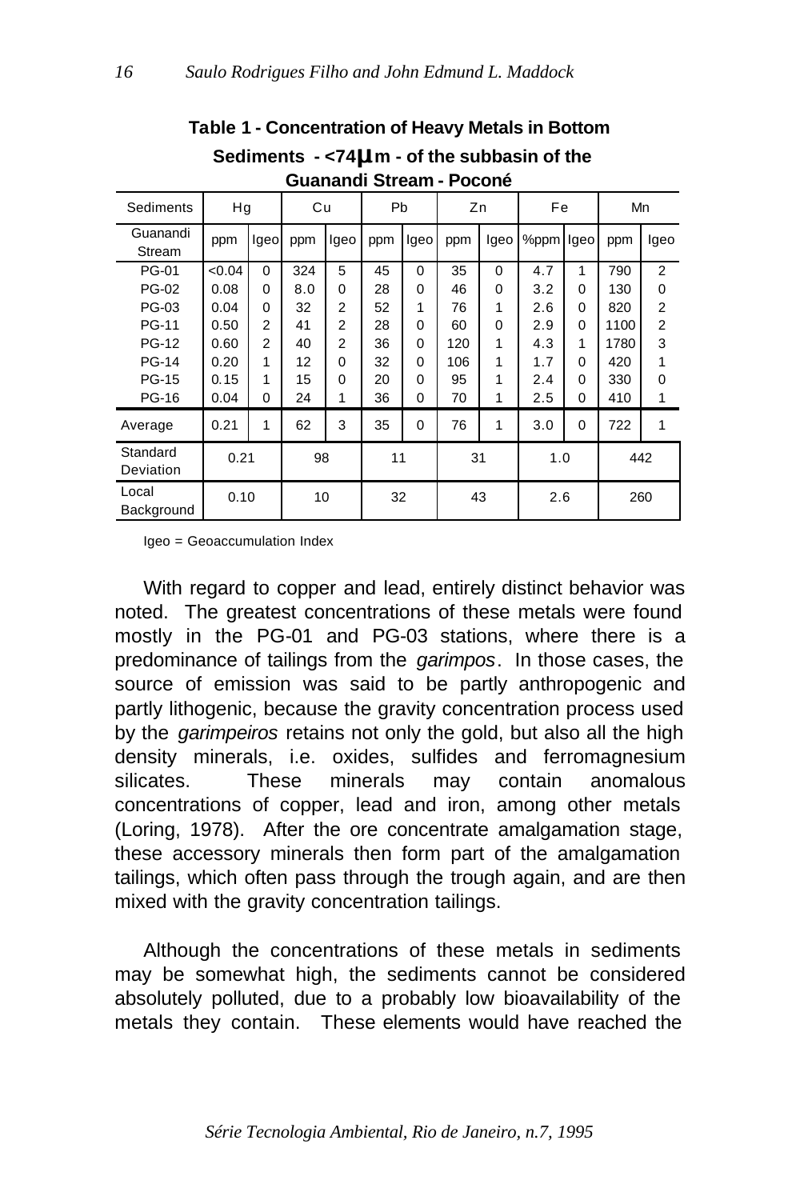**Table 1 - Concentration of Heavy Metals in Bottom Sediments - <74µm - of the subbasin of the Guanandi Stream - Poconé**

| Sediments | Hg | | Cu | | Pb | | Zn | | Fe | | Mn | |
|---|---|---|---|---|---|---|---|---|---|---|---|---|
| Guanandi Stream | ppm | Igeo | ppm | Igeo | ppm | Igeo | ppm | Igeo | %ppm | Igeo | ppm | Igeo |
| PG-01 | <0.04 | 0 | 324 | 5 | 45 | 0 | 35 | 0 | 4.7 | 1 | 790 | 2 |
| PG-02 | 0.08 | 0 | 8.0 | 0 | 28 | 0 | 46 | 0 | 3.2 | 0 | 130 | 0 |
| PG-03 | 0.04 | 0 | 32 | 2 | 52 | 1 | 76 | 1 | 2.6 | 0 | 820 | 2 |
| PG-11 | 0.50 | 2 | 41 | 2 | 28 | 0 | 60 | 0 | 2.9 | 0 | 1100 | 2 |
| PG-12 | 0.60 | 2 | 40 | 2 | 36 | 0 | 120 | 1 | 4.3 | 1 | 1780 | 3 |
| PG-14 | 0.20 | 1 | 12 | 0 | 32 | 0 | 106 | 1 | 1.7 | 0 | 420 | 1 |
| PG-15 | 0.15 | 1 | 15 | 0 | 20 | 0 | 95 | 1 | 2.4 | 0 | 330 | 0 |
| PG-16 | 0.04 | 0 | 24 | 1 | 36 | 0 | 70 | 1 | 2.5 | 0 | 410 | 1 |
| Average | 0.21 | 1 | 62 | 3 | 35 | 0 | 76 | 1 | 3.0 | 0 | 722 | 1 |
| Standard Deviation | 0.21 | | 98 | | 11 | | 31 | | 1.0 | | 442 | |
| Local Background | 0.10 | | 10 | | 32 | | 43 | | 2.6 | | 260 | |

Igeo = Geoaccumulation Index

With regard to copper and lead, entirely distinct behavior was noted. The greatest concentrations of these metals were found mostly in the PG-01 and PG-03 stations, where there is a predominance of tailings from the *garimpos*. In those cases, the source of emission was said to be partly anthropogenic and partly lithogenic, because the gravity concentration process used by the *garimpeiros* retains not only the gold, but also all the high density minerals, i.e. oxides, sulfides and ferromagnesium silicates. These minerals may contain anomalous concentrations of copper, lead and iron, among other metals (Loring, 1978). After the ore concentrate amalgamation stage, these accessory minerals then form part of the amalgamation tailings, which often pass through the trough again, and are then mixed with the gravity concentration tailings.

Although the concentrations of these metals in sediments may be somewhat high, the sediments cannot be considered absolutely polluted, due to a probably low bioavailability of the metals they contain. These elements would have reached the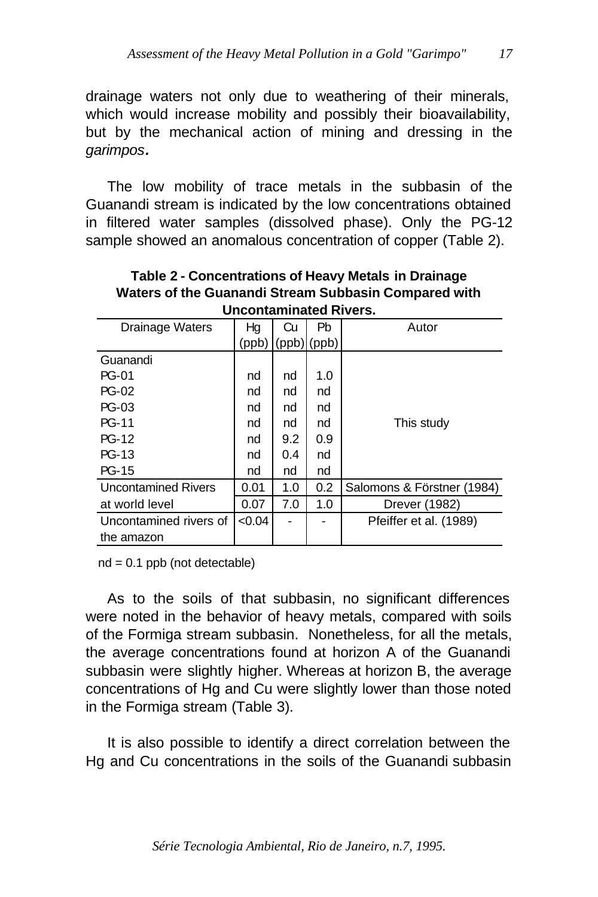drainage waters not only due to weathering of their minerals, which would increase mobility and possibly their bioavailability, but by the mechanical action of mining and dressing in the *garimpos*.

The low mobility of trace metals in the subbasin of the Guanandi stream is indicated by the low concentrations obtained in filtered water samples (dissolved phase). Only the PG-12 sample showed an anomalous concentration of copper (Table 2).

**Table 2 - Concentrations of Heavy Metals in Drainage Waters of the Guanandi Stream Subbasin Compared with Uncontaminated Rivers.**

| Drainage Waters | Hg (ppb) | Cu (ppb) | Pb (ppb) | Autor |
|---|---|---|---|---|
| Guanandi | | | | |
| PG-01 | nd | nd | 1.0 | This study |
| PG-02 | nd | nd | nd | |
| PG-03 | nd | nd | nd | |
| PG-11 | nd | nd | nd | |
| PG-12 | nd | 9.2 | 0.9 | |
| PG-13 | nd | 0.4 | nd | |
| PG-15 | nd | nd | nd | |
| Uncontamined Rivers | 0.01 | 1.0 | 0.2 | Salomons & Förstner (1984) |
| at world level | 0.07 | 7.0 | 1.0 | Drever (1982) |
| Uncontamined rivers of the amazon | <0.04 | - | - | Pfeiffer et al. (1989) |

nd = 0.1 ppb (not detectable)

As to the soils of that subbasin, no significant differences were noted in the behavior of heavy metals, compared with soils of the Formiga stream subbasin. Nonetheless, for all the metals, the average concentrations found at horizon A of the Guanandi subbasin were slightly higher. Whereas at horizon B, the average concentrations of Hg and Cu were slightly lower than those noted in the Formiga stream (Table 3).

It is also possible to identify a direct correlation between the Hg and Cu concentrations in the soils of the Guanandi subbasin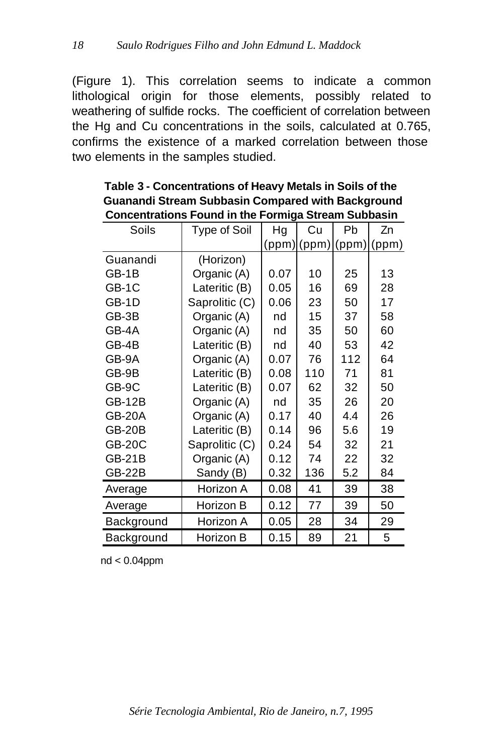(Figure 1). This correlation seems to indicate a common lithological origin for those elements, possibly related to weathering of sulfide rocks. The coefficient of correlation between the Hg and Cu concentrations in the soils, calculated at 0.765, confirms the existence of a marked correlation between those two elements in the samples studied.

**Table 3 - Concentrations of Heavy Metals in Soils of the Guanandi Stream Subbasin Compared with Background Concentrations Found in the Formiga Stream Subbasin**

| Soils | Type of Soil | Hg (ppm) | Cu (ppm) | Pb (ppm) | Zn (ppm) |
|---|---|---|---|---|---|
| Guanandi | (Horizon) | | | | |
| GB-1B | Organic (A) | 0.07 | 10 | 25 | 13 |
| GB-1C | Lateritic (B) | 0.05 | 16 | 69 | 28 |
| GB-1D | Saprolitic (C) | 0.06 | 23 | 50 | 17 |
| GB-3B | Organic (A) | nd | 15 | 37 | 58 |
| GB-4A | Organic (A) | nd | 35 | 50 | 60 |
| GB-4B | Lateritic (B) | nd | 40 | 53 | 42 |
| GB-9A | Organic (A) | 0.07 | 76 | 112 | 64 |
| GB-9B | Lateritic (B) | 0.08 | 110 | 71 | 81 |
| GB-9C | Lateritic (B) | 0.07 | 62 | 32 | 50 |
| GB-12B | Organic (A) | nd | 35 | 26 | 20 |
| GB-20A | Organic (A) | 0.17 | 40 | 4.4 | 26 |
| GB-20B | Lateritic (B) | 0.14 | 96 | 5.6 | 19 |
| GB-20C | Saprolitic (C) | 0.24 | 54 | 32 | 21 |
| GB-21B | Organic (A) | 0.12 | 74 | 22 | 32 |
| GB-22B | Sandy (B) | 0.32 | 136 | 5.2 | 84 |
| Average | Horizon A | 0.08 | 41 | 39 | 38 |
| Average | Horizon B | 0.12 | 77 | 39 | 50 |
| Background | Horizon A | 0.05 | 28 | 34 | 29 |
| Background | Horizon B | 0.15 | 89 | 21 | 5 |

nd < 0.04ppm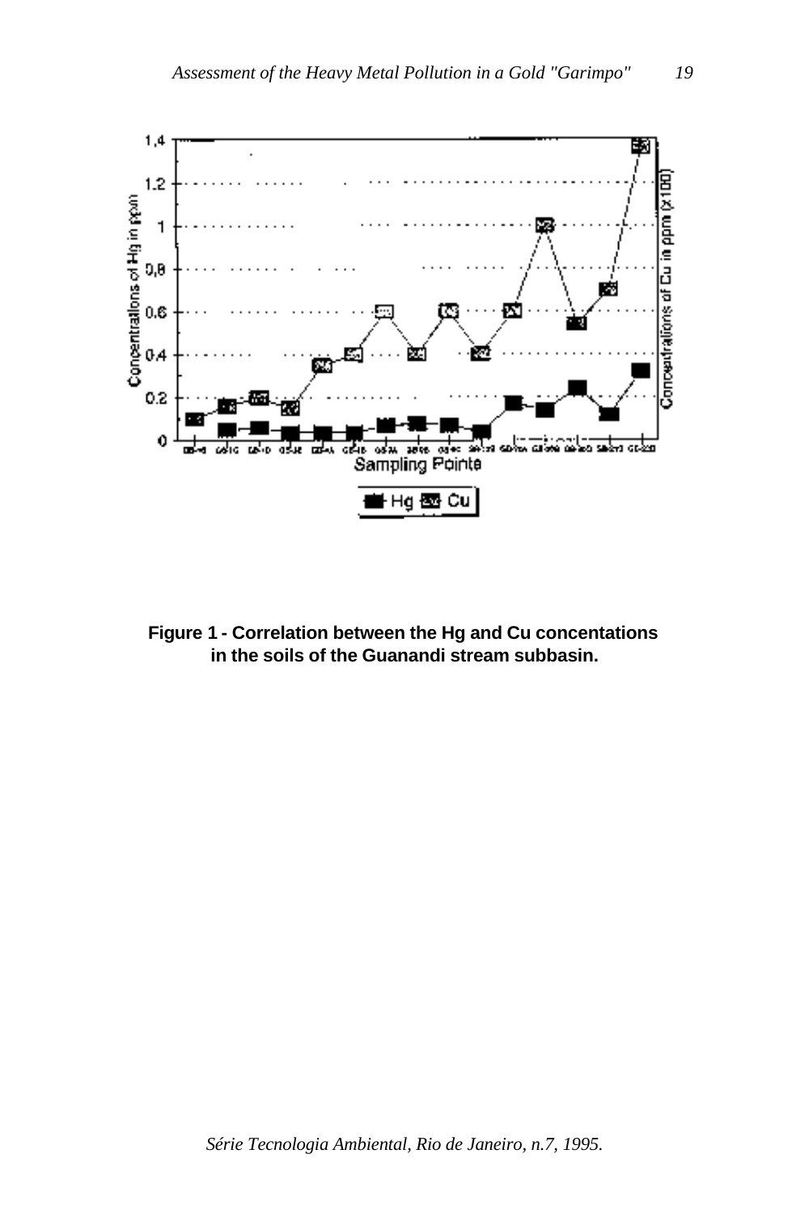**Figure 1 - Correlation between the Hg and Cu concentations in the soils of the Guanandi stream subbasin.**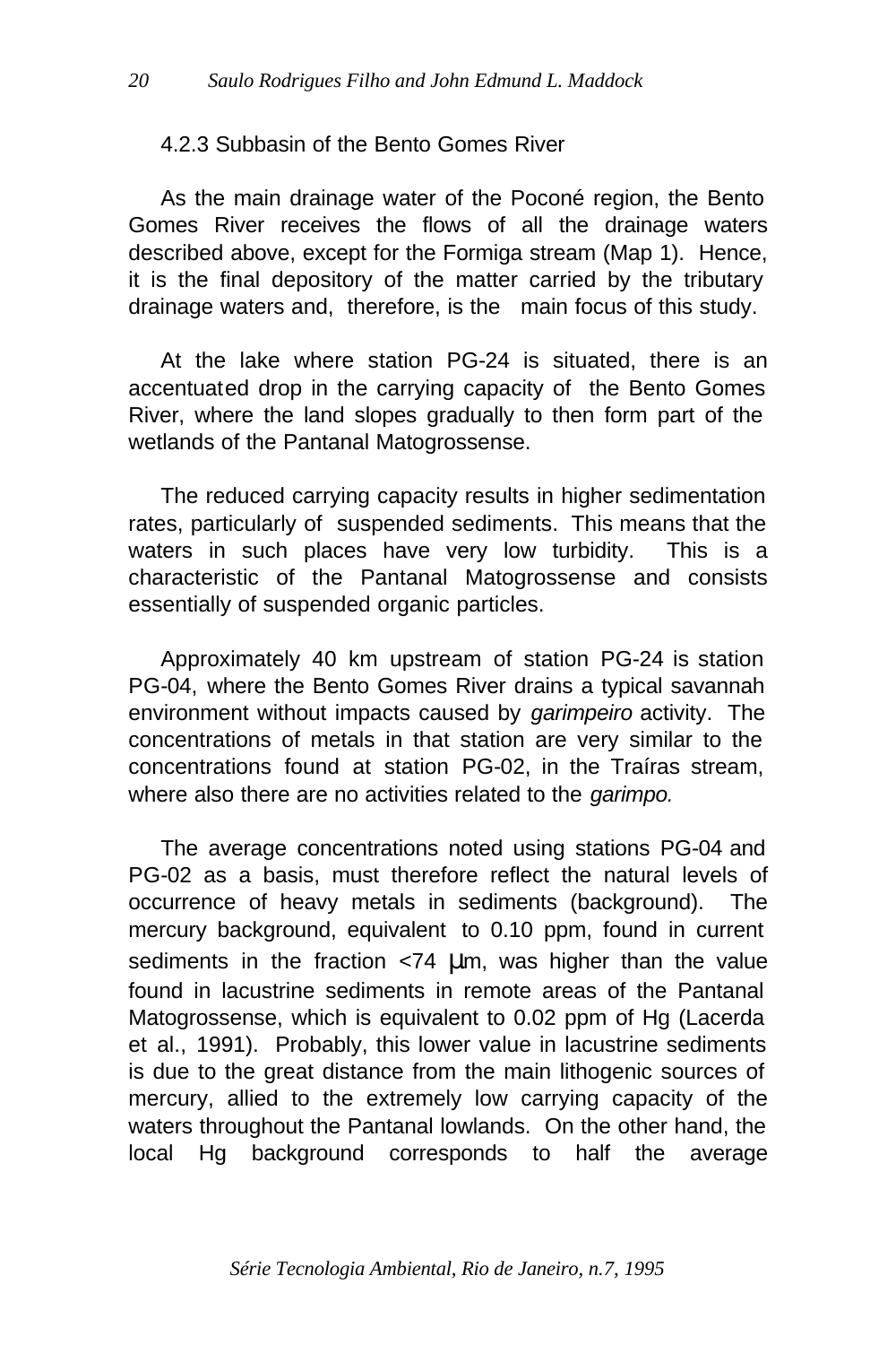### 4.2.3 Subbasin of the Bento Gomes River

As the main drainage water of the Poconé region, the Bento Gomes River receives the flows of all the drainage waters described above, except for the Formiga stream (Map 1). Hence, it is the final depository of the matter carried by the tributary drainage waters and, therefore, is the main focus of this study.

At the lake where station PG-24 is situated, there is an accentuated drop in the carrying capacity of the Bento Gomes River, where the land slopes gradually to then form part of the wetlands of the Pantanal Matogrossense.

The reduced carrying capacity results in higher sedimentation rates, particularly of suspended sediments. This means that the waters in such places have very low turbidity. This is a characteristic of the Pantanal Matogrossense and consists essentially of suspended organic particles.

Approximately 40 km upstream of station PG-24 is station PG-04, where the Bento Gomes River drains a typical savannah environment without impacts caused by *garimpeiro* activity. The concentrations of metals in that station are very similar to the concentrations found at station PG-02, in the Traíras stream, where also there are no activities related to the *garimpo.*

The average concentrations noted using stations PG-04 and PG-02 as a basis, must therefore reflect the natural levels of occurrence of heavy metals in sediments (background). The mercury background, equivalent to 0.10 ppm, found in current sediments in the fraction <74 μm, was higher than the value found in lacustrine sediments in remote areas of the Pantanal Matogrossense, which is equivalent to 0.02 ppm of Hg (Lacerda et al., 1991). Probably, this lower value in lacustrine sediments is due to the great distance from the main lithogenic sources of mercury, allied to the extremely low carrying capacity of the waters throughout the Pantanal lowlands. On the other hand, the local Hg background corresponds to half the average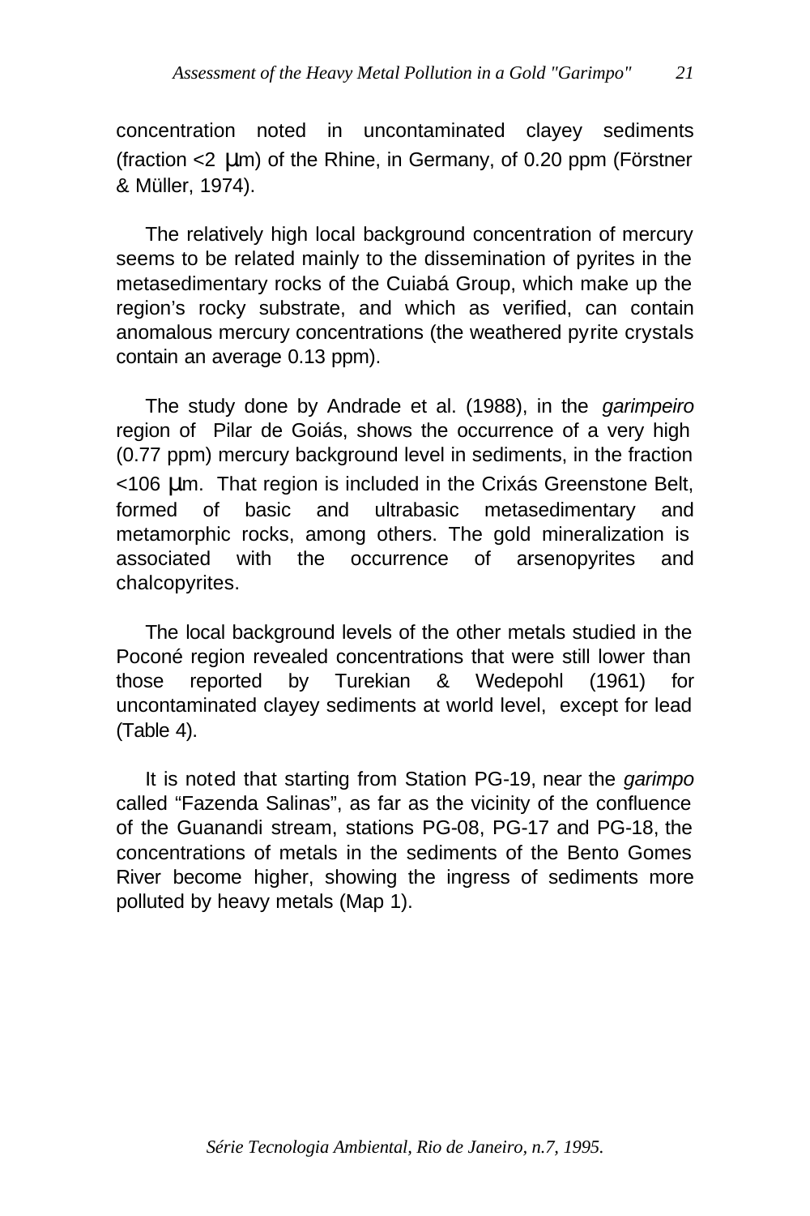concentration noted in uncontaminated clayey sediments (fraction <2 μm) of the Rhine, in Germany, of 0.20 ppm (Förstner & Müller, 1974).

The relatively high local background concentration of mercury seems to be related mainly to the dissemination of pyrites in the metasedimentary rocks of the Cuiabá Group, which make up the region's rocky substrate, and which as verified, can contain anomalous mercury concentrations (the weathered pyrite crystals contain an average 0.13 ppm).

The study done by Andrade et al. (1988), in the *garimpeiro* region of Pilar de Goiás, shows the occurrence of a very high (0.77 ppm) mercury background level in sediments, in the fraction <106 μm. That region is included in the Crixás Greenstone Belt, formed of basic and ultrabasic metasedimentary and metamorphic rocks, among others. The gold mineralization is associated with the occurrence of arsenopyrites and chalcopyrites.

The local background levels of the other metals studied in the Poconé region revealed concentrations that were still lower than those reported by Turekian & Wedepohl (1961) for uncontaminated clayey sediments at world level, except for lead (Table 4).

It is noted that starting from Station PG-19, near the *garimpo* called "Fazenda Salinas", as far as the vicinity of the confluence of the Guanandi stream, stations PG-08, PG-17 and PG-18, the concentrations of metals in the sediments of the Bento Gomes River become higher, showing the ingress of sediments more polluted by heavy metals (Map 1).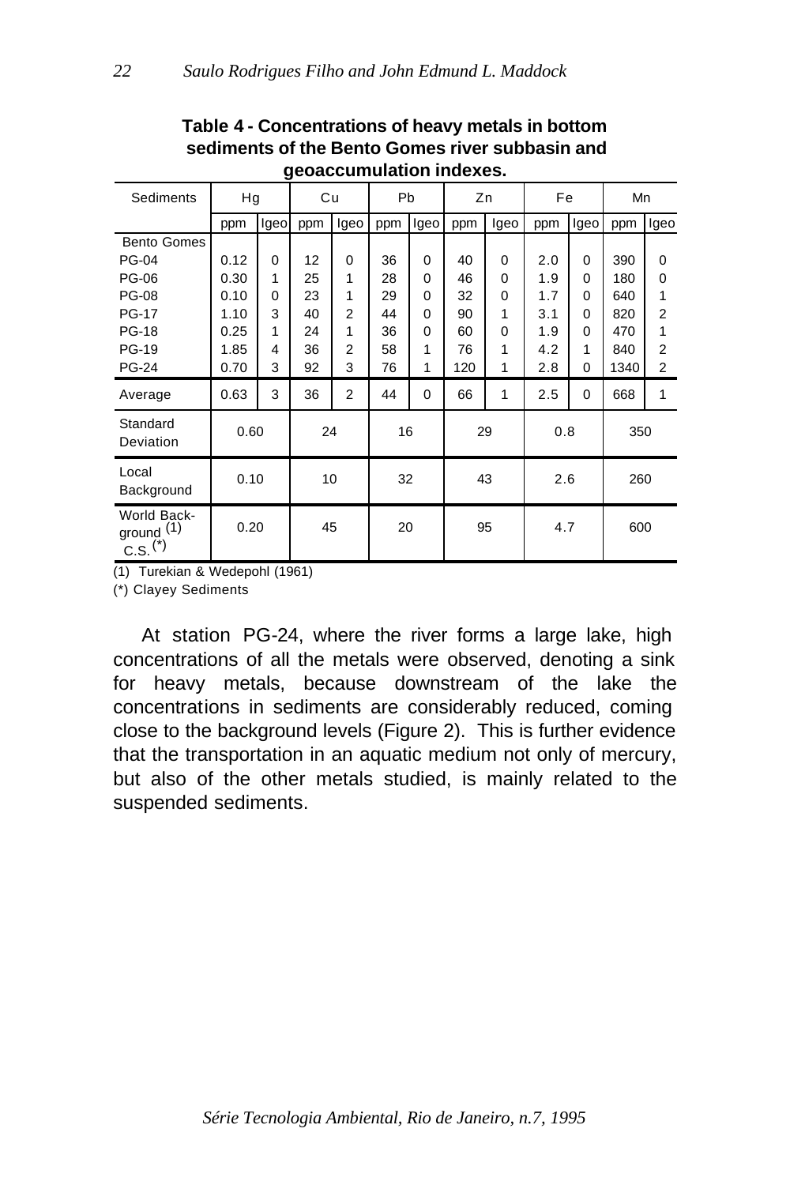**Table 4 - Concentrations of heavy metals in bottom sediments of the Bento Gomes river subbasin and geoaccumulation indexes.**

| Sediments | Hg | | Cu | | Pb | | Zn | | Fe | | Mn | |
|---|---|---|---|---|---|---|---|---|---|---|---|---|
| | ppm | Igeo | ppm | Igeo | ppm | Igeo | ppm | Igeo | ppm | Igeo | ppm | Igeo |
| Bento Gomes | | | | | | | | | | | | |
| PG-04 | 0.12 | 0 | 12 | 0 | 36 | 0 | 40 | 0 | 2.0 | 0 | 390 | 0 |
| PG-06 | 0.30 | 1 | 25 | 1 | 28 | 0 | 46 | 0 | 1.9 | 0 | 180 | 0 |
| PG-08 | 0.10 | 0 | 23 | 1 | 29 | 0 | 32 | 0 | 1.7 | 0 | 640 | 1 |
| PG-17 | 1.10 | 3 | 40 | 2 | 44 | 0 | 90 | 1 | 3.1 | 0 | 820 | 2 |
| PG-18 | 0.25 | 1 | 24 | 1 | 36 | 0 | 60 | 0 | 1.9 | 0 | 470 | 1 |
| PG-19 | 1.85 | 4 | 36 | 2 | 58 | 1 | 76 | 1 | 4.2 | 1 | 840 | 2 |
| PG-24 | 0.70 | 3 | 92 | 3 | 76 | 1 | 120 | 1 | 2.8 | 0 | 1340 | 2 |
| Average | 0.63 | 3 | 36 | 2 | 44 | 0 | 66 | 1 | 2.5 | 0 | 668 | 1 |
| Standard Deviation | 0.60 | | 24 | | 16 | | 29 | | 0.8 | | 350 | |
| Local Background | 0.10 | | 10 | | 32 | | 43 | | 2.6 | | 260 | |
| World Background (1) C.S. (*) | 0.20 | | 45 | | 20 | | 95 | | 4.7 | | 600 | |

(1) Turekian & Wedepohl (1961)

(*) Clayey Sediments

At station PG-24, where the river forms a large lake, high concentrations of all the metals were observed, denoting a sink for heavy metals, because downstream of the lake the concentrations in sediments are considerably reduced, coming close to the background levels (Figure 2). This is further evidence that the transportation in an aquatic medium not only of mercury, but also of the other metals studied, is mainly related to the suspended sediments.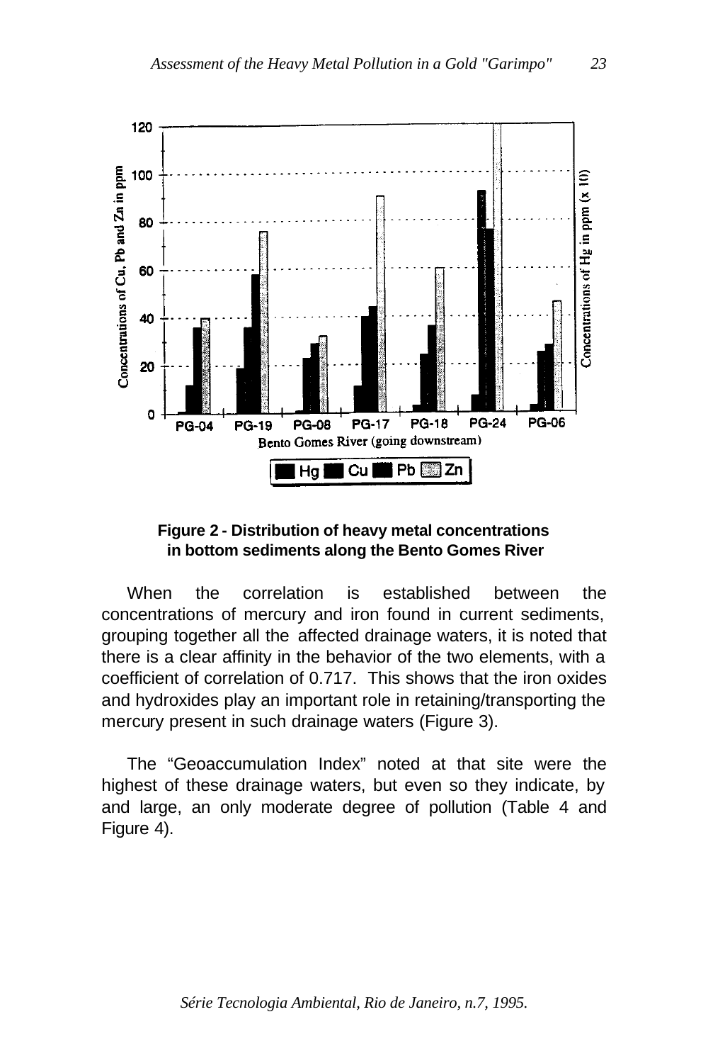**Figure 2 - Distribution of heavy metal concentrations in bottom sediments along the Bento Gomes River**

When the correlation is established between the concentrations of mercury and iron found in current sediments, grouping together all the affected drainage waters, it is noted that there is a clear affinity in the behavior of the two elements, with a coefficient of correlation of 0.717. This shows that the iron oxides and hydroxides play an important role in retaining/transporting the mercury present in such drainage waters (Figure 3).

The “Geoaccumulation Index” noted at that site were the highest of these drainage waters, but even so they indicate, by and large, an only moderate degree of pollution (Table 4 and Figure 4).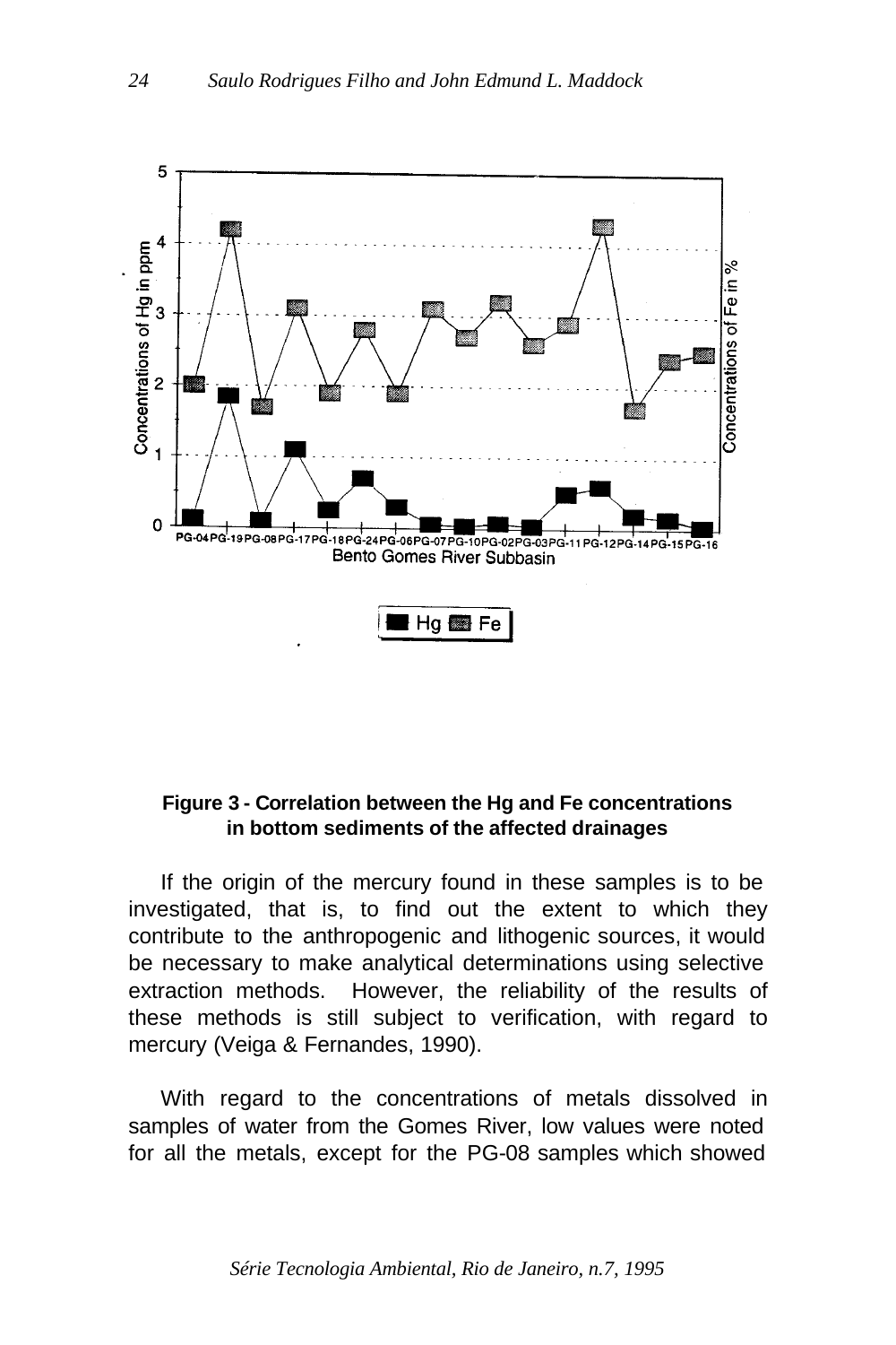**Figure 3 - Correlation between the Hg and Fe concentrations in bottom sediments of the affected drainages**

If the origin of the mercury found in these samples is to be investigated, that is, to find out the extent to which they contribute to the anthropogenic and lithogenic sources, it would be necessary to make analytical determinations using selective extraction methods. However, the reliability of the results of these methods is still subject to verification, with regard to mercury (Veiga & Fernandes, 1990).

With regard to the concentrations of metals dissolved in samples of water from the Gomes River, low values were noted for all the metals, except for the PG-08 samples which showed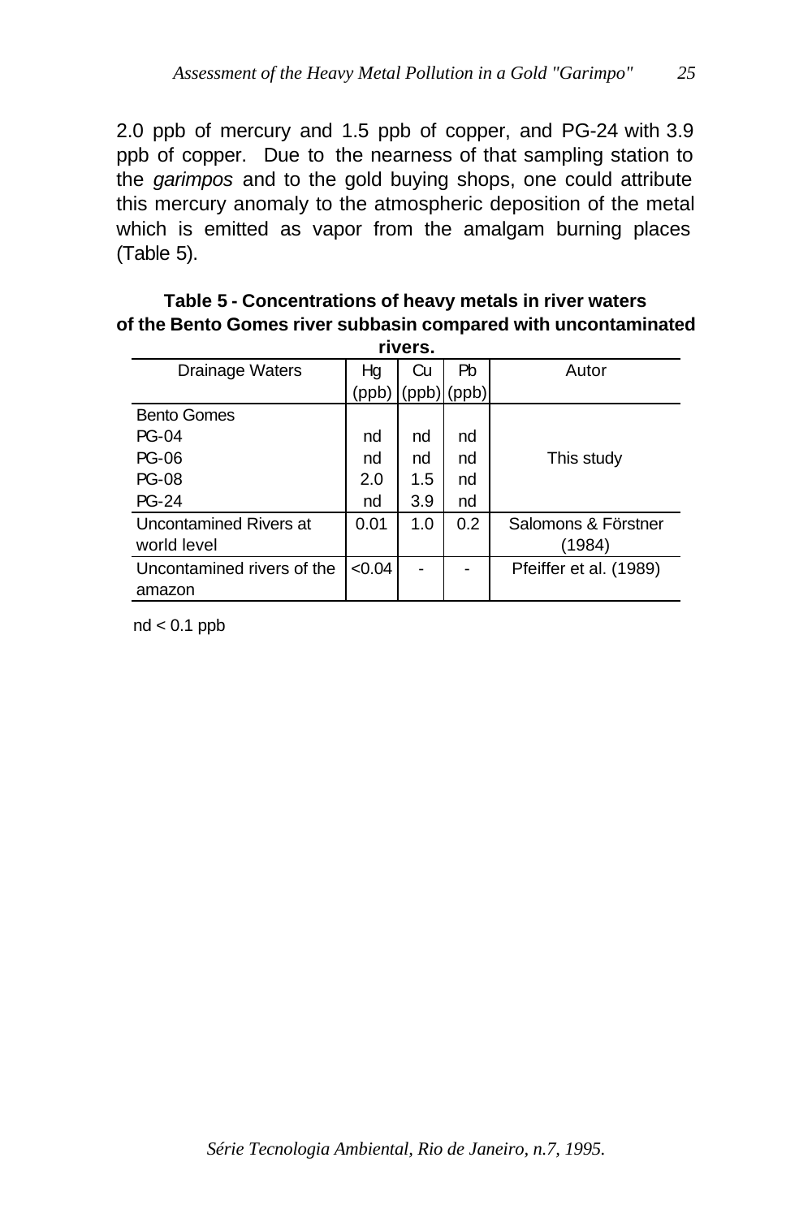2.0 ppb of mercury and 1.5 ppb of copper, and PG-24 with 3.9 ppb of copper. Due to the nearness of that sampling station to the *garimpos* and to the gold buying shops, one could attribute this mercury anomaly to the atmospheric deposition of the metal which is emitted as vapor from the amalgam burning places (Table 5).

**Table 5 - Concentrations of heavy metals in river waters of the Bento Gomes river subbasin compared with uncontaminated rivers.**

| Drainage Waters | Hg (ppb) | Cu (ppb) | Pb (ppb) | Autor |
|---|---|---|---|---|
| Bento Gomes | | | | |
| PG-04 | nd | nd | nd | |
| PG-06 | nd | nd | nd | This study |
| PG-08 | 2.0 | 1.5 | nd | |
| PG-24 | nd | 3.9 | nd | |
| Uncontamined Rivers at world level | 0.01 | 1.0 | 0.2 | Salomons & Förstner (1984) |
| Uncontamined rivers of the amazon | <0.04 | - | - | Pfeiffer et al. (1989) |

nd < 0.1 ppb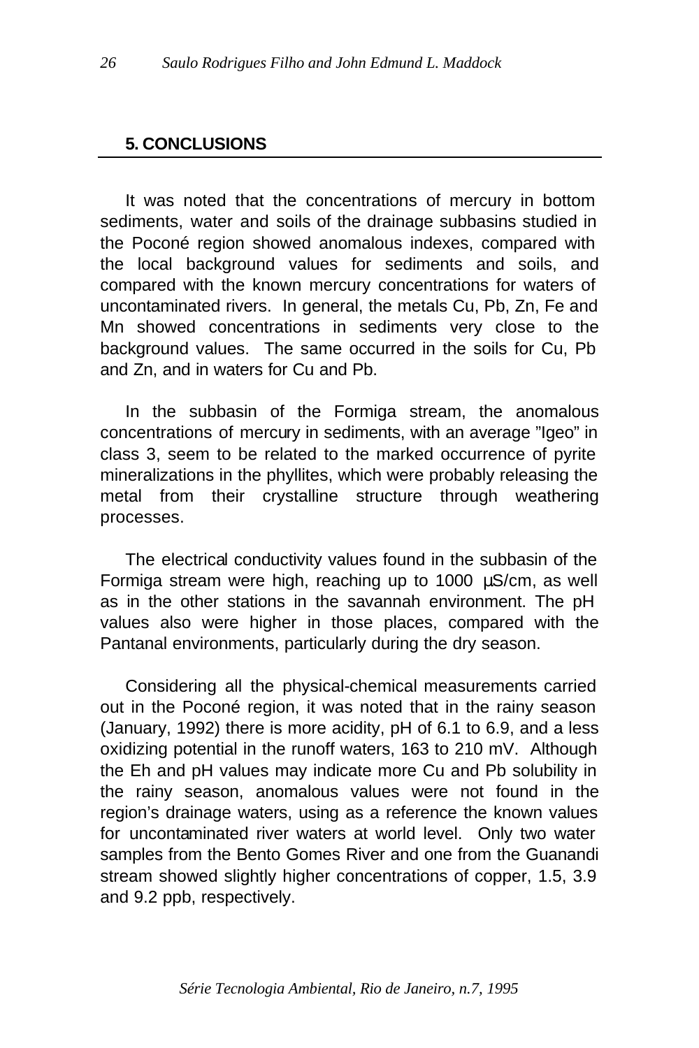## 5. CONCLUSIONS

It was noted that the concentrations of mercury in bottom sediments, water and soils of the drainage subbasins studied in the Poconé region showed anomalous indexes, compared with the local background values for sediments and soils, and compared with the known mercury concentrations for waters of uncontaminated rivers. In general, the metals Cu, Pb, Zn, Fe and Mn showed concentrations in sediments very close to the background values. The same occurred in the soils for Cu, Pb and Zn, and in waters for Cu and Pb.

In the subbasin of the Formiga stream, the anomalous concentrations of mercury in sediments, with an average "Igeo" in class 3, seem to be related to the marked occurrence of pyrite mineralizations in the phyllites, which were probably releasing the metal from their crystalline structure through weathering processes.

The electrical conductivity values found in the subbasin of the Formiga stream were high, reaching up to 1000 µS/cm, as well as in the other stations in the savannah environment. The pH values also were higher in those places, compared with the Pantanal environments, particularly during the dry season.

Considering all the physical-chemical measurements carried out in the Poconé region, it was noted that in the rainy season (January, 1992) there is more acidity, pH of 6.1 to 6.9, and a less oxidizing potential in the runoff waters, 163 to 210 mV. Although the Eh and pH values may indicate more Cu and Pb solubility in the rainy season, anomalous values were not found in the region's drainage waters, using as a reference the known values for uncontaminated river waters at world level. Only two water samples from the Bento Gomes River and one from the Guanandi stream showed slightly higher concentrations of copper, 1.5, 3.9 and 9.2 ppb, respectively.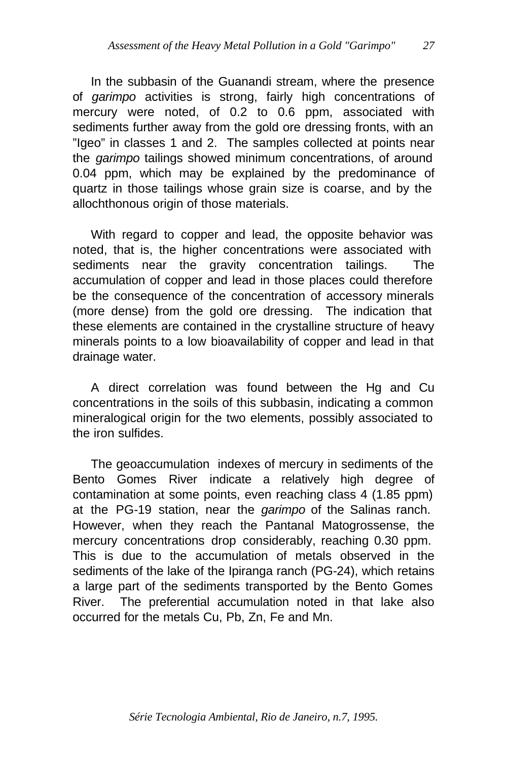In the subbasin of the Guanandi stream, where the presence of *garimpo* activities is strong, fairly high concentrations of mercury were noted, of 0.2 to 0.6 ppm, associated with sediments further away from the gold ore dressing fronts, with an ”Igeo” in classes 1 and 2. The samples collected at points near the *garimpo* tailings showed minimum concentrations, of around 0.04 ppm, which may be explained by the predominance of quartz in those tailings whose grain size is coarse, and by the allochthonous origin of those materials.

With regard to copper and lead, the opposite behavior was noted, that is, the higher concentrations were associated with sediments near the gravity concentration tailings. The accumulation of copper and lead in those places could therefore be the consequence of the concentration of accessory minerals (more dense) from the gold ore dressing. The indication that these elements are contained in the crystalline structure of heavy minerals points to a low bioavailability of copper and lead in that drainage water.

A direct correlation was found between the Hg and Cu concentrations in the soils of this subbasin, indicating a common mineralogical origin for the two elements, possibly associated to the iron sulfides.

The geoaccumulation indexes of mercury in sediments of the Bento Gomes River indicate a relatively high degree of contamination at some points, even reaching class 4 (1.85 ppm) at the PG-19 station, near the *garimpo* of the Salinas ranch. However, when they reach the Pantanal Matogrossense, the mercury concentrations drop considerably, reaching 0.30 ppm. This is due to the accumulation of metals observed in the sediments of the lake of the Ipiranga ranch (PG-24), which retains a large part of the sediments transported by the Bento Gomes River. The preferential accumulation noted in that lake also occurred for the metals Cu, Pb, Zn, Fe and Mn.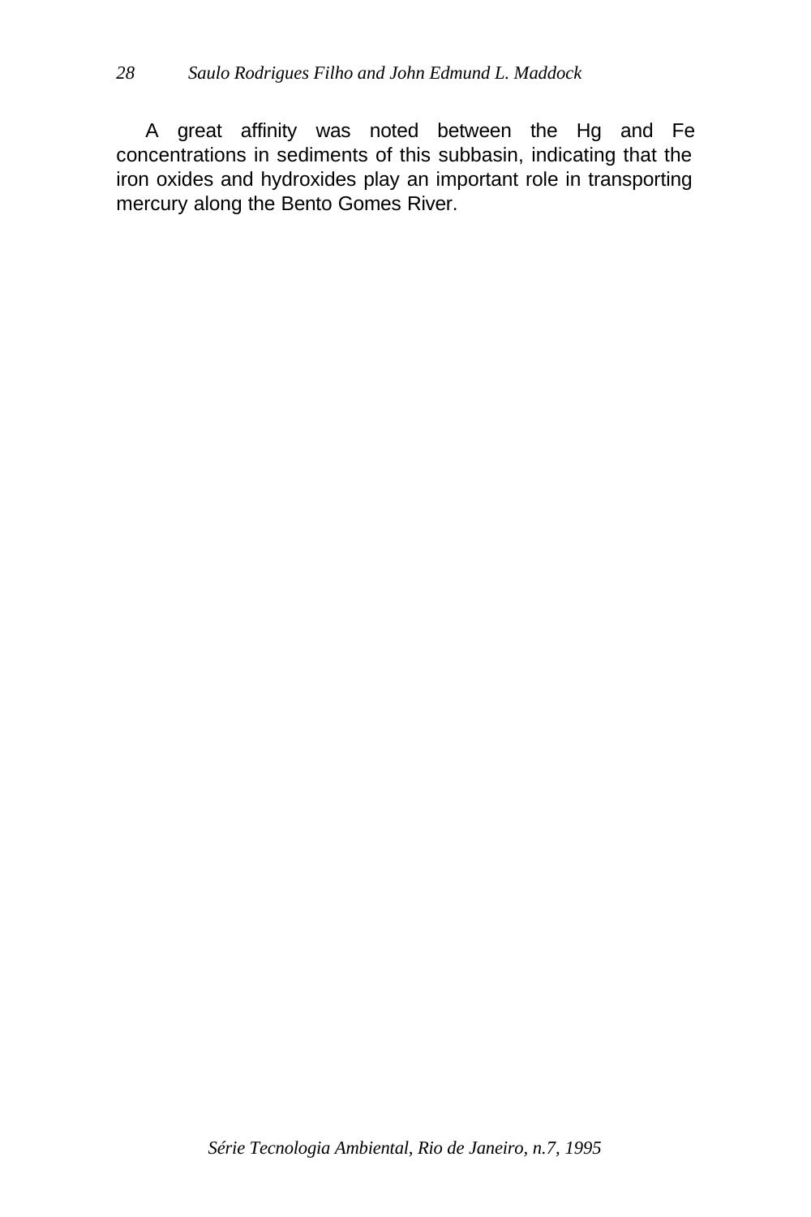A great affinity was noted between the Hg and Fe concentrations in sediments of this subbasin, indicating that the iron oxides and hydroxides play an important role in transporting mercury along the Bento Gomes River.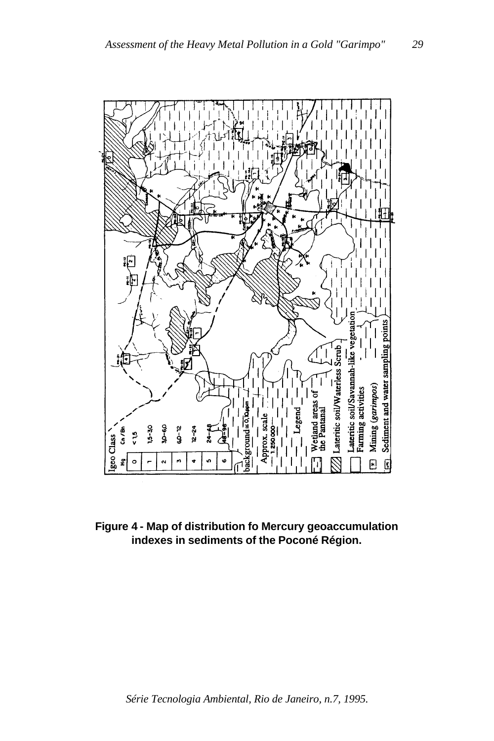Figure 4 - Map of distribution fo Mercury geoaccumulation indexes in sediments of the Poconé Région.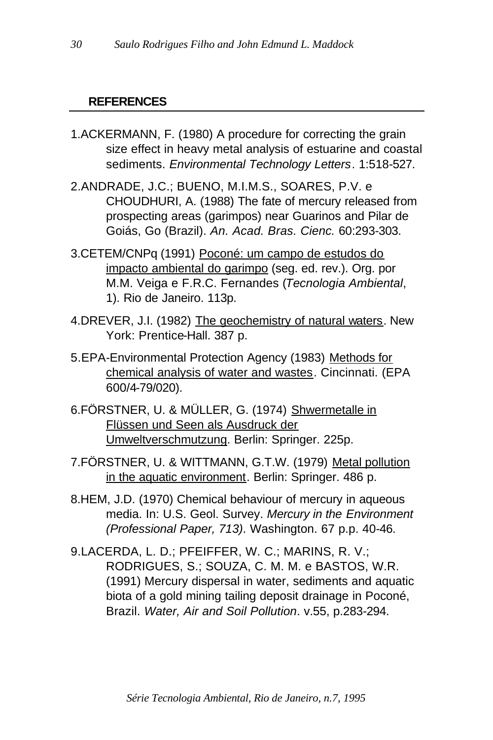## REFERENCES

1. ACKERMANN, F. (1980) A procedure for correcting the grain size effect in heavy metal analysis of estuarine and coastal sediments. *Environmental Technology Letters*. 1:518-527.

2. ANDRADE, J.C.; BUENO, M.I.M.S., SOARES, P.V. e CHOUDHURI, A. (1988) The fate of mercury released from prospecting areas (garimpos) near Guarinos and Pilar de Goiás, Go (Brazil). *An. Acad. Bras. Cienc.* 60:293-303.

3. CETEM/CNPq (1991) Poconé: um campo de estudos do impacto ambiental do garimpo (seg. ed. rev.). Org. por M.M. Veiga e F.R.C. Fernandes (*Tecnologia Ambiental*, 1). Rio de Janeiro. 113p.

4. DREVER, J.I. (1982) The geochemistry of natural waters. New York: Prentice-Hall. 387 p.

5. EPA-Environmental Protection Agency (1983) Methods for chemical analysis of water and wastes. Cincinnati. (EPA 600/4-79/020).

6. FÖRSTNER, U. & MÜLLER, G. (1974) Shwermetalle in Flüssen und Seen als Ausdruck der Umweltverschmutzung. Berlin: Springer. 225p.

7. FÖRSTNER, U. & WITTMANN, G.T.W. (1979) Metal pollution in the aquatic environment. Berlin: Springer. 486 p.

8. HEM, J.D. (1970) Chemical behaviour of mercury in aqueous media. In: U.S. Geol. Survey. *Mercury in the Environment (Professional Paper, 713)*. Washington. 67 p.p. 40-46.

9. LACERDA, L. D.; PFEIFFER, W. C.; MARINS, R. V.; RODRIGUES, S.; SOUZA, C. M. M. e BASTOS, W.R. (1991) Mercury dispersal in water, sediments and aquatic biota of a gold mining tailing deposit drainage in Poconé, Brazil. *Water, Air and Soil Pollution*. v.55, p.283-294.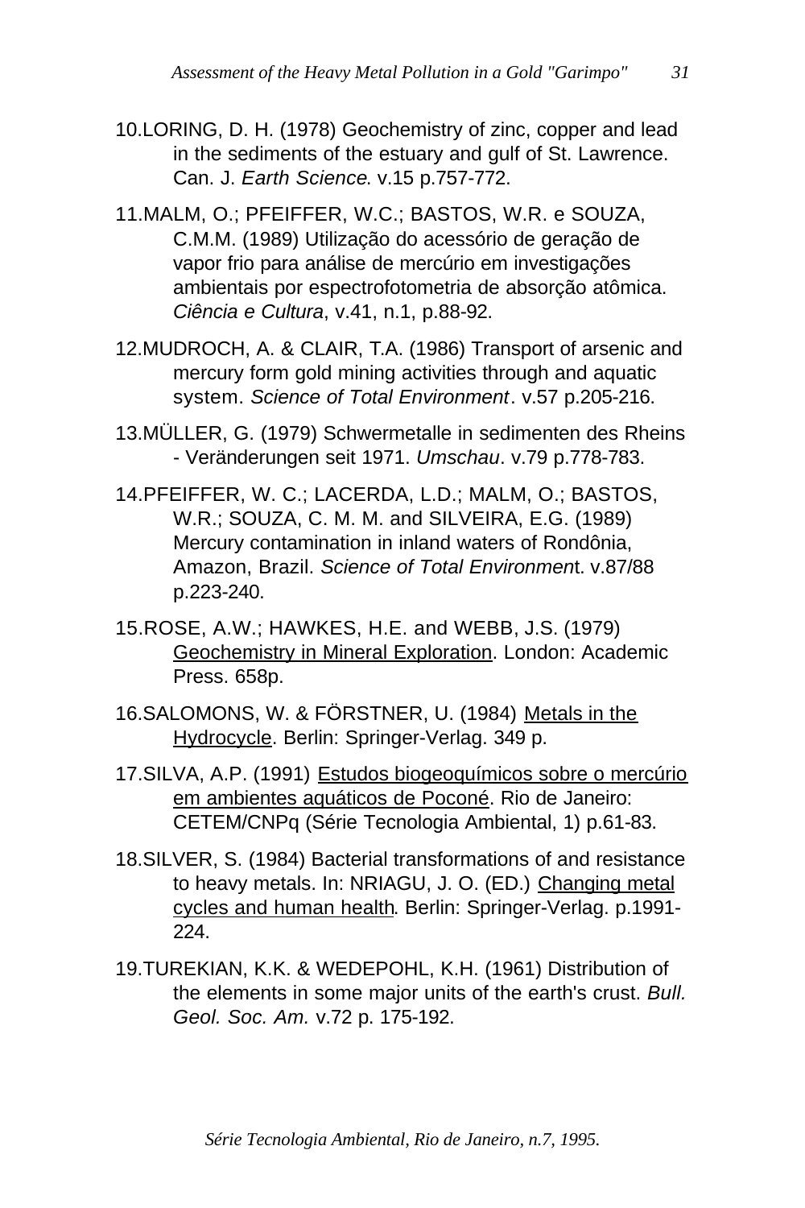10.LORING, D. H. (1978) Geochemistry of zinc, copper and lead in the sediments of the estuary and gulf of St. Lawrence. Can. J. *Earth Science*. v.15 p.757-772.

11.MALM, O.; PFEIFFER, W.C.; BASTOS, W.R. e SOUZA, C.M.M. (1989) Utilização do acessório de geração de vapor frio para análise de mercúrio em investigações ambientais por espectrofotometria de absorção atômica. *Ciência e Cultura*, v.41, n.1, p.88-92.

12.MUDROCH, A. & CLAIR, T.A. (1986) Transport of arsenic and mercury form gold mining activities through and aquatic system. *Science of Total Environment*. v.57 p.205-216.

13.MÜLLER, G. (1979) Schwermetalle in sedimenten des Rheins - Veränderungen seit 1971. *Umschau*. v.79 p.778-783.

14.PFEIFFER, W. C.; LACERDA, L.D.; MALM, O.; BASTOS, W.R.; SOUZA, C. M. M. and SILVEIRA, E.G. (1989) Mercury contamination in inland waters of Rondônia, Amazon, Brazil. *Science of Total Environmen*t. v.87/88 p.223-240.

15.ROSE, A.W.; HAWKES, H.E. and WEBB, J.S. (1979) Geochemistry in Mineral Exploration. London: Academic Press. 658p.

16.SALOMONS, W. & FÖRSTNER, U. (1984) Metals in the Hydrocycle. Berlin: Springer-Verlag. 349 p.

17.SILVA, A.P. (1991) Estudos biogeoquímicos sobre o mercúrio em ambientes aquáticos de Poconé. Rio de Janeiro: CETEM/CNPq (Série Tecnologia Ambiental, 1) p.61-83.

18.SILVER, S. (1984) Bacterial transformations of and resistance to heavy metals. In: NRIAGU, J. O. (ED.) Changing metal cycles and human health. Berlin: Springer-Verlag. p.1991-224.

19.TUREKIAN, K.K. & WEDEPOHL, K.H. (1961) Distribution of the elements in some major units of the earth's crust. *Bull. Geol. Soc. Am.* v.72 p. 175-192.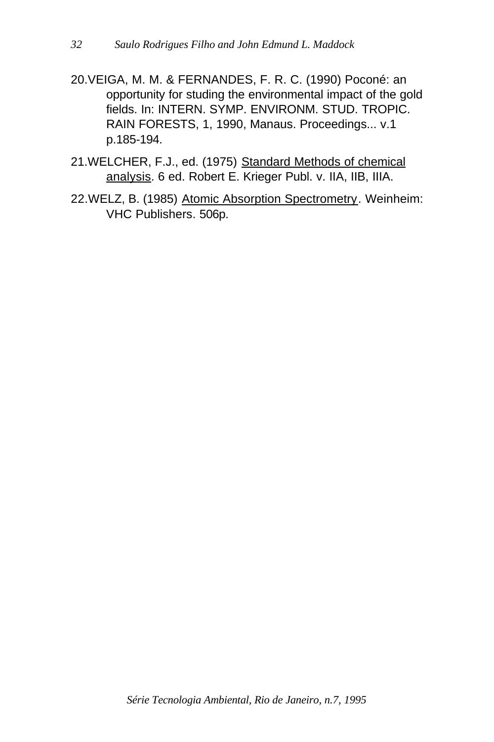20. VEIGA, M. M. & FERNANDES, F. R. C. (1990) Poconé: an opportunity for studing the environmental impact of the gold fields. In: INTERN. SYMP. ENVIRONM. STUD. TROPIC. RAIN FORESTS, 1, 1990, Manaus. Proceedings... v.1 p.185-194.

21. WELCHER, F.J., ed. (1975) Standard Methods of chemical analysis. 6 ed. Robert E. Krieger Publ. v. IIA, IIB, IIIA.

22. WELZ, B. (1985) Atomic Absorption Spectrometry. Weinheim: VHC Publishers. 506p.